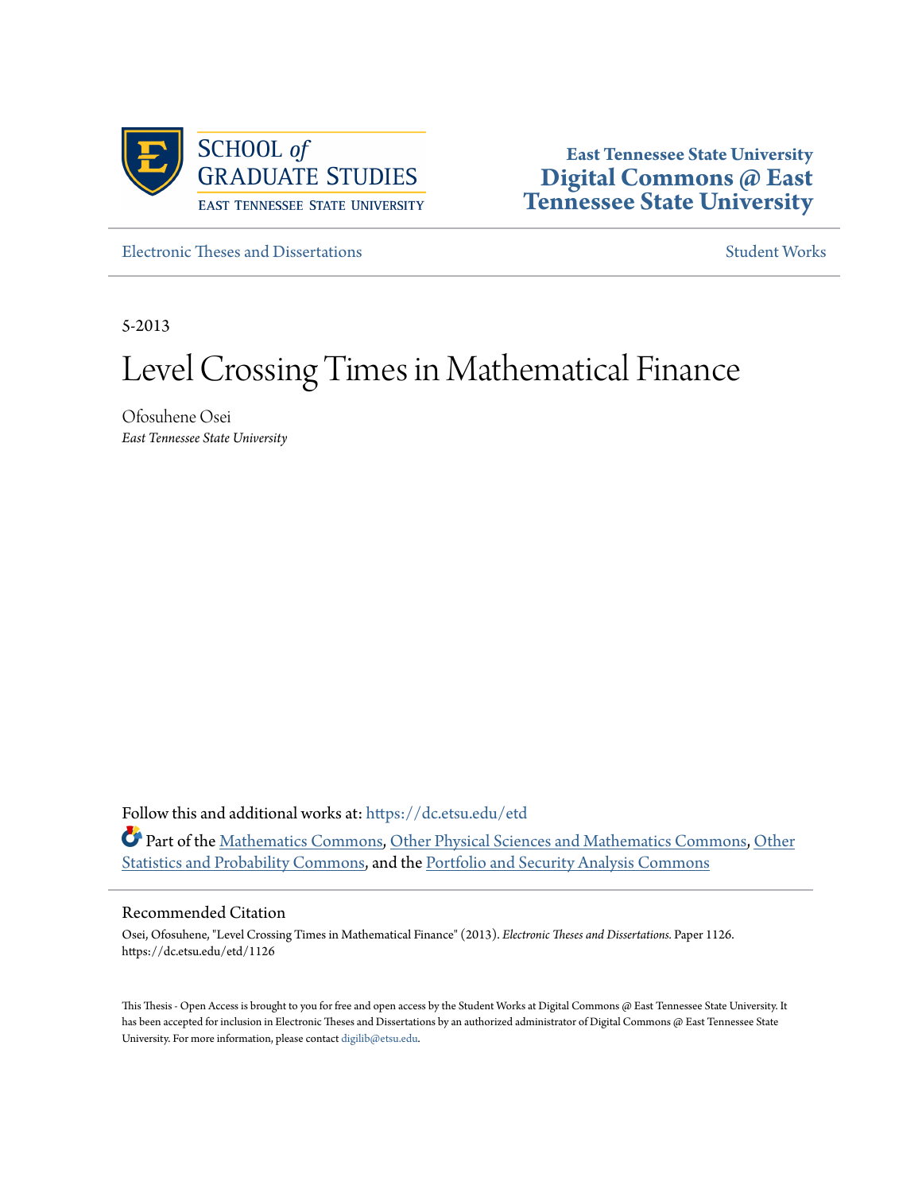SCHOOL *of* GRADUATE STUDIES
EAST TENNESSEE STATE UNIVERSITY

**East Tennessee State University**
**Digital Commons @ East Tennessee State University**

Electronic Theses and Dissertations

Student Works

5-2013

# Level Crossing Times in Mathematical Finance

Ofosuhene Osei
*East Tennessee State University*

Follow this and additional works at: https://dc.etsu.edu/etd

Part of the Mathematics Commons, Other Physical Sciences and Mathematics Commons, Other Statistics and Probability Commons, and the Portfolio and Security Analysis Commons

## Recommended Citation

Osei, Ofosuhene, "Level Crossing Times in Mathematical Finance" (2013). *Electronic Theses and Dissertations.* Paper 1126. https://dc.etsu.edu/etd/1126

This Thesis - Open Access is brought to you for free and open access by the Student Works at Digital Commons @ East Tennessee State University. It has been accepted for inclusion in Electronic Theses and Dissertations by an authorized administrator of Digital Commons @ East Tennessee State University. For more information, please contact digilib@etsu.edu.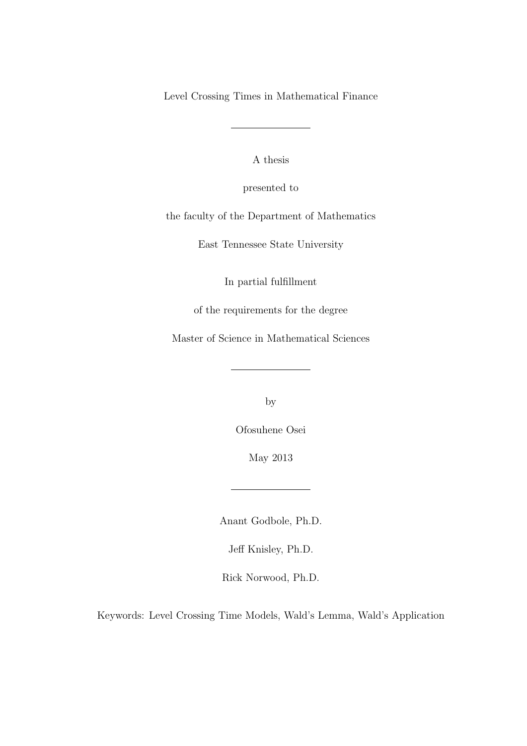Level Crossing Times in Mathematical Finance

---

A thesis

presented to

the faculty of the Department of Mathematics

East Tennessee State University

In partial fulfillment

of the requirements for the degree

Master of Science in Mathematical Sciences

---

by

Ofosuhene Osei

May 2013

---

Anant Godbole, Ph.D.

Jeff Knisley, Ph.D.

Rick Norwood, Ph.D.

Keywords: Level Crossing Time Models, Wald's Lemma, Wald's Application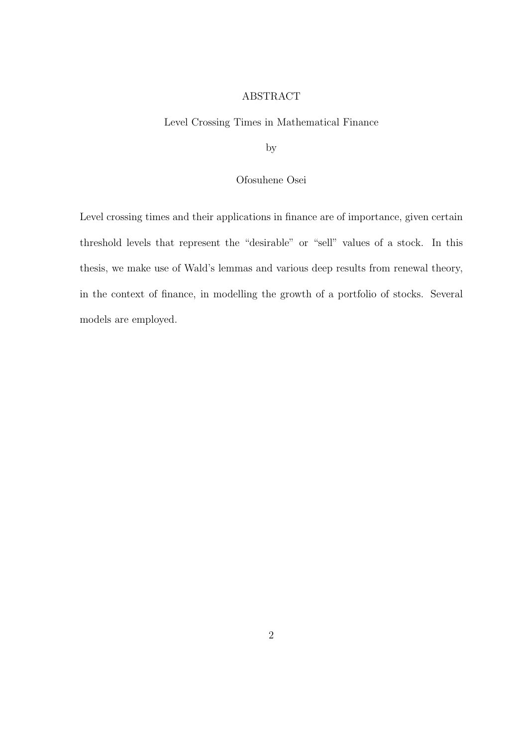# ABSTRACT

Level Crossing Times in Mathematical Finance

by

Ofosuhene Osei

Level crossing times and their applications in finance are of importance, given certain threshold levels that represent the "desirable" or "sell" values of a stock. In this thesis, we make use of Wald's lemmas and various deep results from renewal theory, in the context of finance, in modelling the growth of a portfolio of stocks. Several models are employed.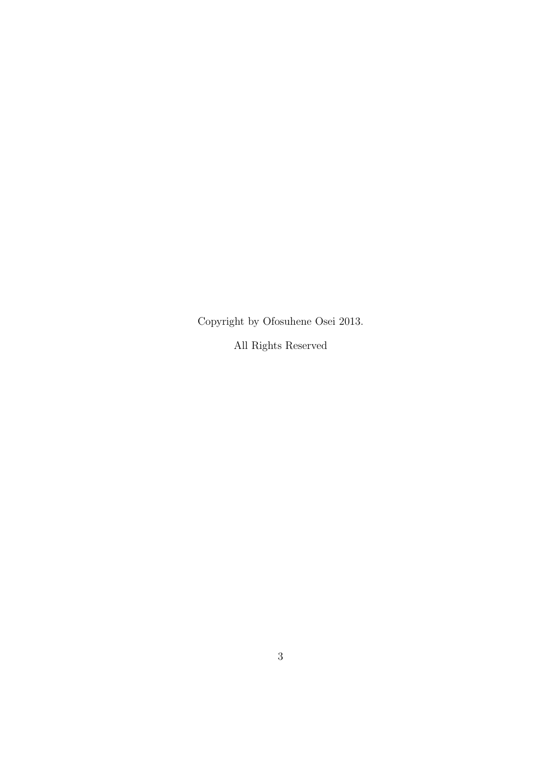Copyright by Ofosuhene Osei 2013.

All Rights Reserved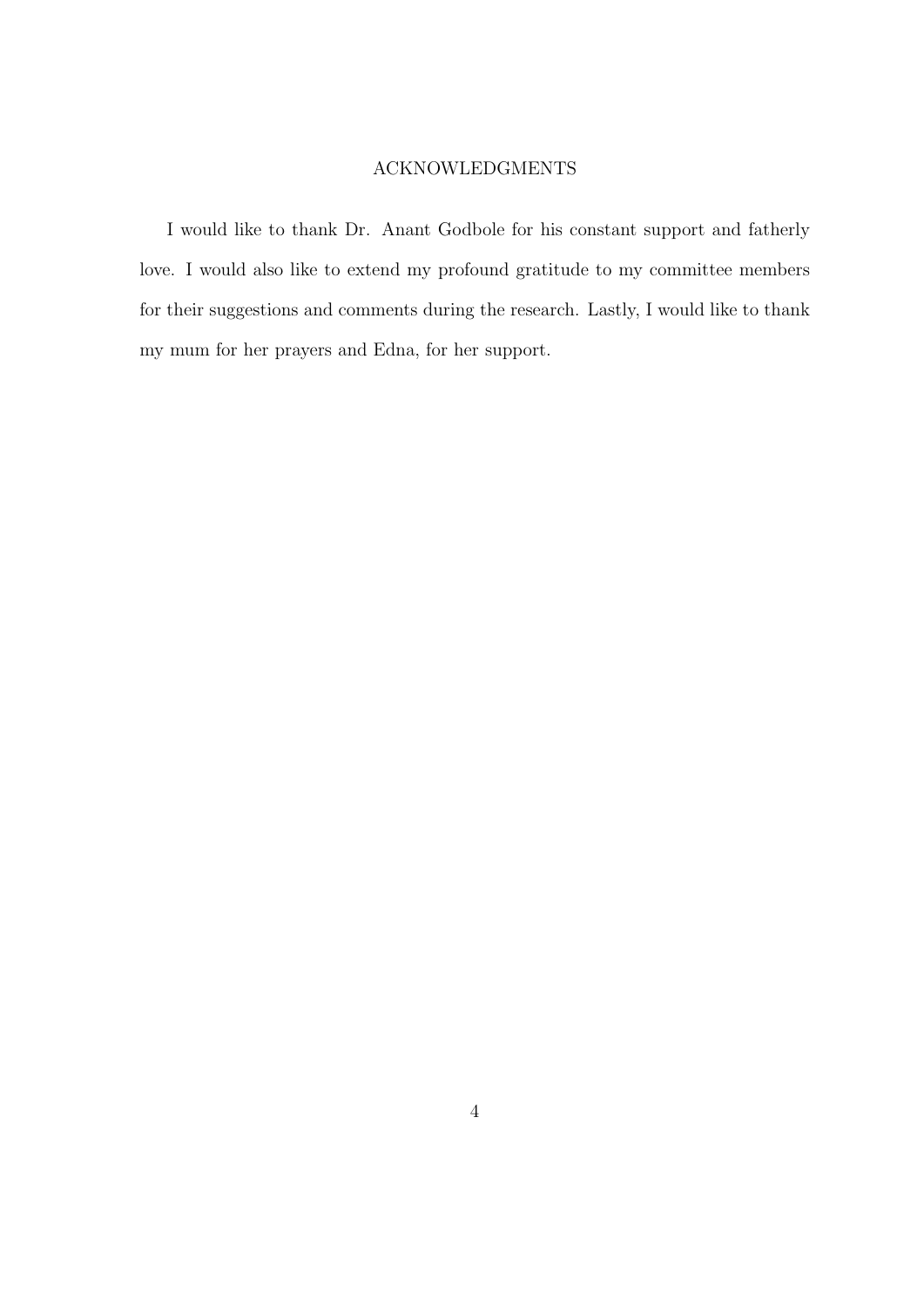# ACKNOWLEDGMENTS

I would like to thank Dr. Anant Godbole for his constant support and fatherly love. I would also like to extend my profound gratitude to my committee members for their suggestions and comments during the research. Lastly, I would like to thank my mum for her prayers and Edna, for her support.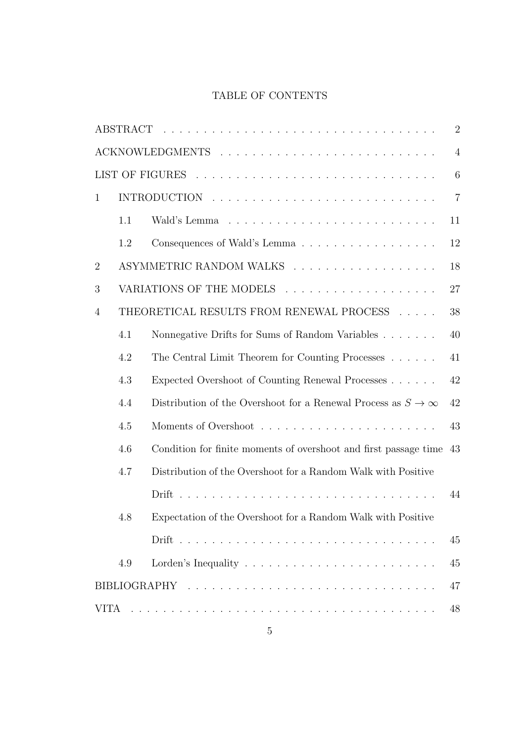# TABLE OF CONTENTS

ABSTRACT . . . . . . . . . . . . . . . . . . . . . . . . . . . . . . . . . . 2

ACKNOWLEDGMENTS . . . . . . . . . . . . . . . . . . . . . . . . . . . 4

LIST OF FIGURES . . . . . . . . . . . . . . . . . . . . . . . . . . . . . 6

1 INTRODUCTION . . . . . . . . . . . . . . . . . . . . . . . . . . . . 7

- 1.1 Wald's Lemma . . . . . . . . . . . . . . . . . . . . . . . . . . 11
- 1.2 Consequences of Wald's Lemma . . . . . . . . . . . . . . . . . 12

2 ASYMMETRIC RANDOM WALKS . . . . . . . . . . . . . . . . . . 18

3 VARIATIONS OF THE MODELS . . . . . . . . . . . . . . . . . . . 27

4 THEORETICAL RESULTS FROM RENEWAL PROCESS . . . . . 38

- 4.1 Nonnegative Drifts for Sums of Random Variables . . . . . . . 40
- 4.2 The Central Limit Theorem for Counting Processes . . . . . . 41
- 4.3 Expected Overshoot of Counting Renewal Processes . . . . . . 42
- 4.4 Distribution of the Overshoot for a Renewal Process as $S \to \infty$ 42
- 4.5 Moments of Overshoot . . . . . . . . . . . . . . . . . . . . . . 43
- 4.6 Condition for finite moments of overshoot and first passage time 43
- 4.7 Distribution of the Overshoot for a Random Walk with Positive Drift . . . . . . . . . . . . . . . . . . . . . . . . . . . . . . . . 44
- 4.8 Expectation of the Overshoot for a Random Walk with Positive Drift . . . . . . . . . . . . . . . . . . . . . . . . . . . . . . . . 45
- 4.9 Lorden's Inequality . . . . . . . . . . . . . . . . . . . . . . . . 45

BIBLIOGRAPHY . . . . . . . . . . . . . . . . . . . . . . . . . . . . . . 47

VITA . . . . . . . . . . . . . . . . . . . . . . . . . . . . . . . . . . . . 48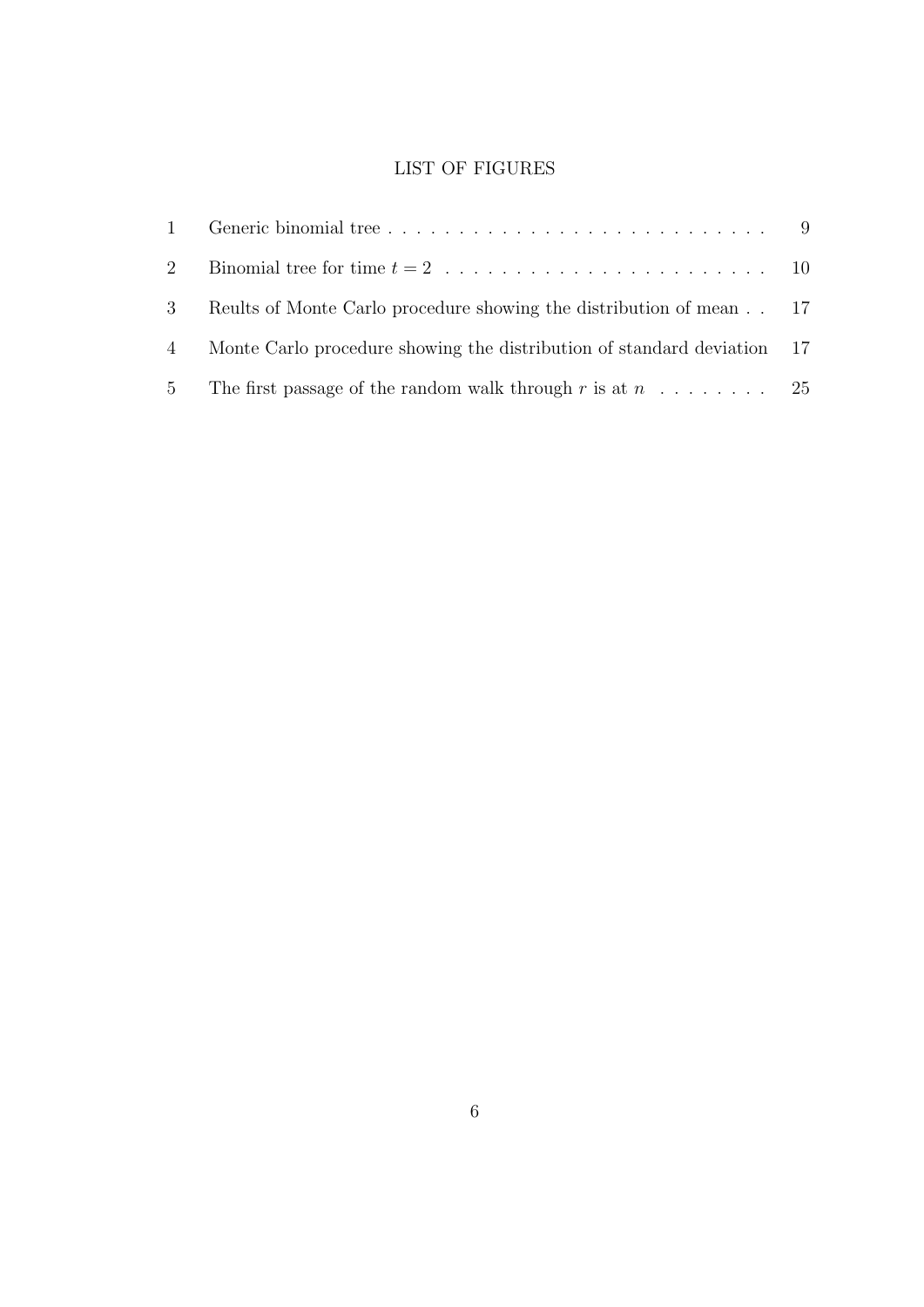# LIST OF FIGURES

| | | |
|---|---|---|
| 1 | Generic binomial tree | 9 |
| 2 | Binomial tree for time $t = 2$ | 10 |
| 3 | Reults of Monte Carlo procedure showing the distribution of mean | 17 |
| 4 | Monte Carlo procedure showing the distribution of standard deviation | 17 |
| 5 | The first passage of the random walk through $r$ is at $n$ | 25 |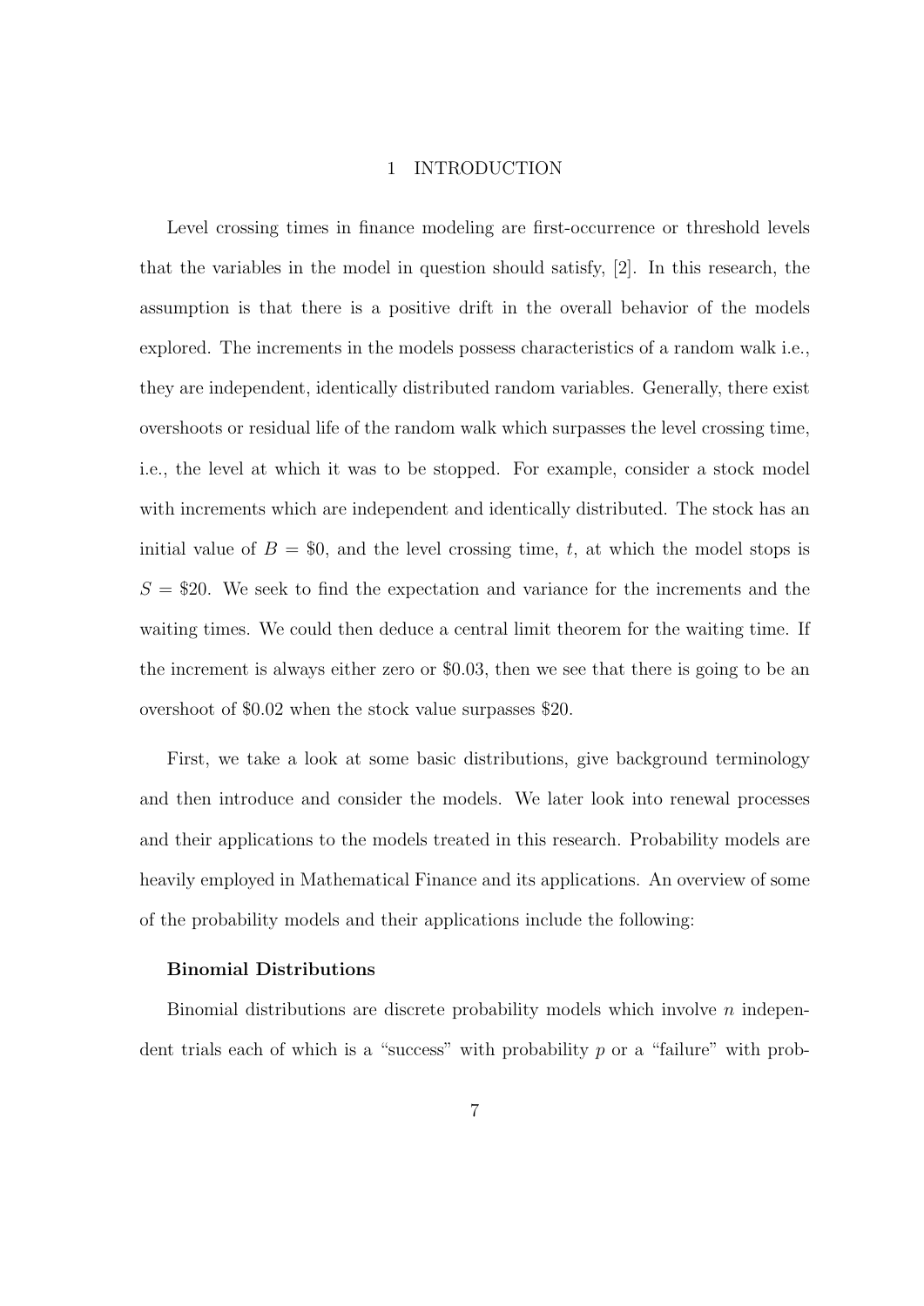# 1 INTRODUCTION

Level crossing times in finance modeling are first-occurrence or threshold levels that the variables in the model in question should satisfy, [2]. In this research, the assumption is that there is a positive drift in the overall behavior of the models explored. The increments in the models possess characteristics of a random walk i.e., they are independent, identically distributed random variables. Generally, there exist overshoots or residual life of the random walk which surpasses the level crossing time, i.e., the level at which it was to be stopped. For example, consider a stock model with increments which are independent and identically distributed. The stock has an initial value of $B = \$0$, and the level crossing time, $t$, at which the model stops is $S = \$20$. We seek to find the expectation and variance for the increments and the waiting times. We could then deduce a central limit theorem for the waiting time. If the increment is always either zero or \$0.03, then we see that there is going to be an overshoot of \$0.02 when the stock value surpasses \$20.

First, we take a look at some basic distributions, give background terminology and then introduce and consider the models. We later look into renewal processes and their applications to the models treated in this research. Probability models are heavily employed in Mathematical Finance and its applications. An overview of some of the probability models and their applications include the following:

**Binomial Distributions**

Binomial distributions are discrete probability models which involve $n$ independent trials each of which is a "success" with probability $p$ or a "failure" with prob-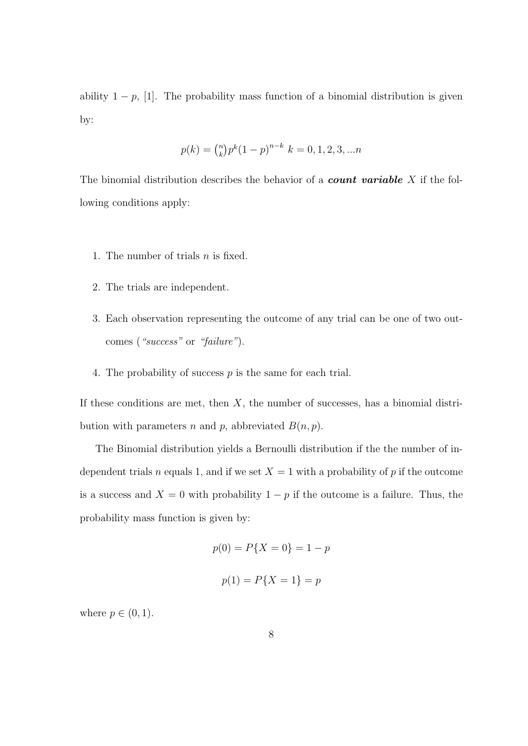ability $1 - p$, [1]. The probability mass function of a binomial distribution is given by:

$$p(k) = \binom{n}{k} p^k (1-p)^{n-k} \ k = 0, 1, 2, 3, ...n$$

The binomial distribution describes the behavior of a ***count variable*** $X$ if the following conditions apply:

1. The number of trials $n$ is fixed.
2. The trials are independent.
3. Each observation representing the outcome of any trial can be one of two outcomes (*"success"* or *"failure"*).
4. The probability of success $p$ is the same for each trial.

If these conditions are met, then $X$, the number of successes, has a binomial distribution with parameters $n$ and $p$, abbreviated $B(n, p)$.

The Binomial distribution yields a Bernoulli distribution if the the number of independent trials $n$ equals 1, and if we set $X = 1$ with a probability of $p$ if the outcome is a success and $X = 0$ with probability $1 - p$ if the outcome is a failure. Thus, the probability mass function is given by:

$$p(0) = P\{X = 0\} = 1 - p$$

$$p(1) = P\{X = 1\} = p$$

where $p \in (0, 1)$.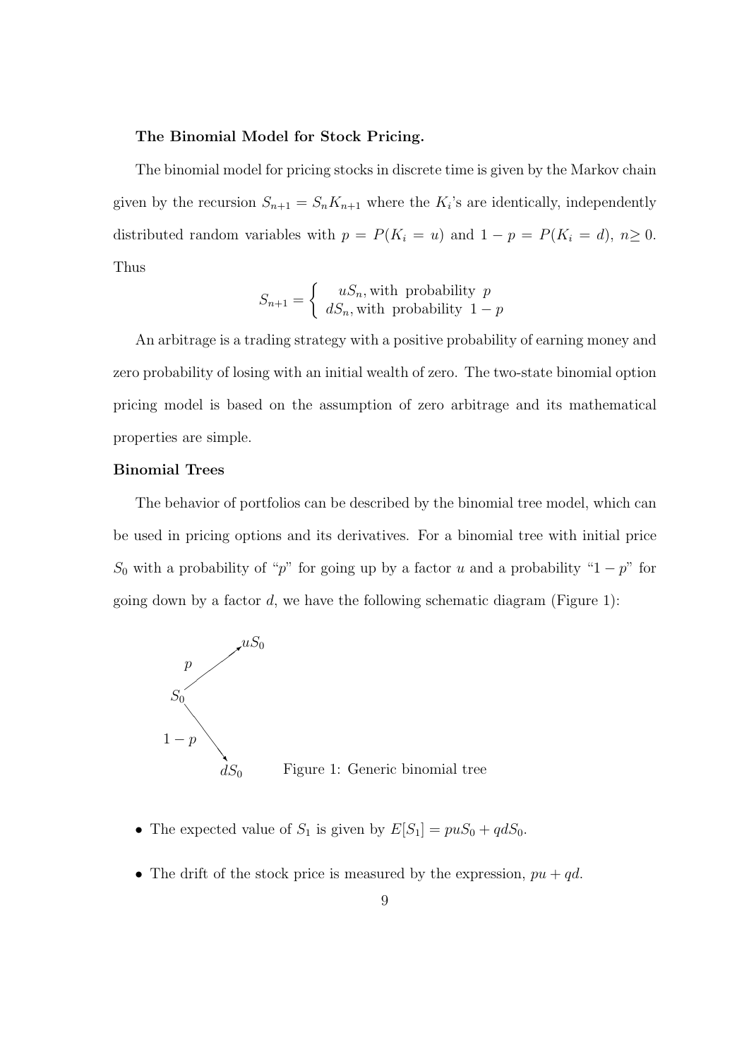**The Binomial Model for Stock Pricing.**

The binomial model for pricing stocks in discrete time is given by the Markov chain given by the recursion $S_{n+1} = S_n K_{n+1}$ where the $K_i$'s are identically, independently distributed random variables with $p = P(K_i = u)$ and $1 - p = P(K_i = d)$, $n \geq 0$. Thus

$$S_{n+1} = \begin{cases} uS_n, \text{with probability } p \\ dS_n, \text{with probability } 1-p \end{cases}$$

An arbitrage is a trading strategy with a positive probability of earning money and zero probability of losing with an initial wealth of zero. The two-state binomial option pricing model is based on the assumption of zero arbitrage and its mathematical properties are simple.

**Binomial Trees**

The behavior of portfolios can be described by the binomial tree model, which can be used in pricing options and its derivatives. For a binomial tree with initial price $S_0$ with a probability of "$p$" for going up by a factor $u$ and a probability "$1-p$" for going down by a factor $d$, we have the following schematic diagram (Figure 1):

Figure 1: Generic binomial tree

- The expected value of $S_1$ is given by $E[S_1] = puS_0 + qdS_0$.
- The drift of the stock price is measured by the expression, $pu + qd$.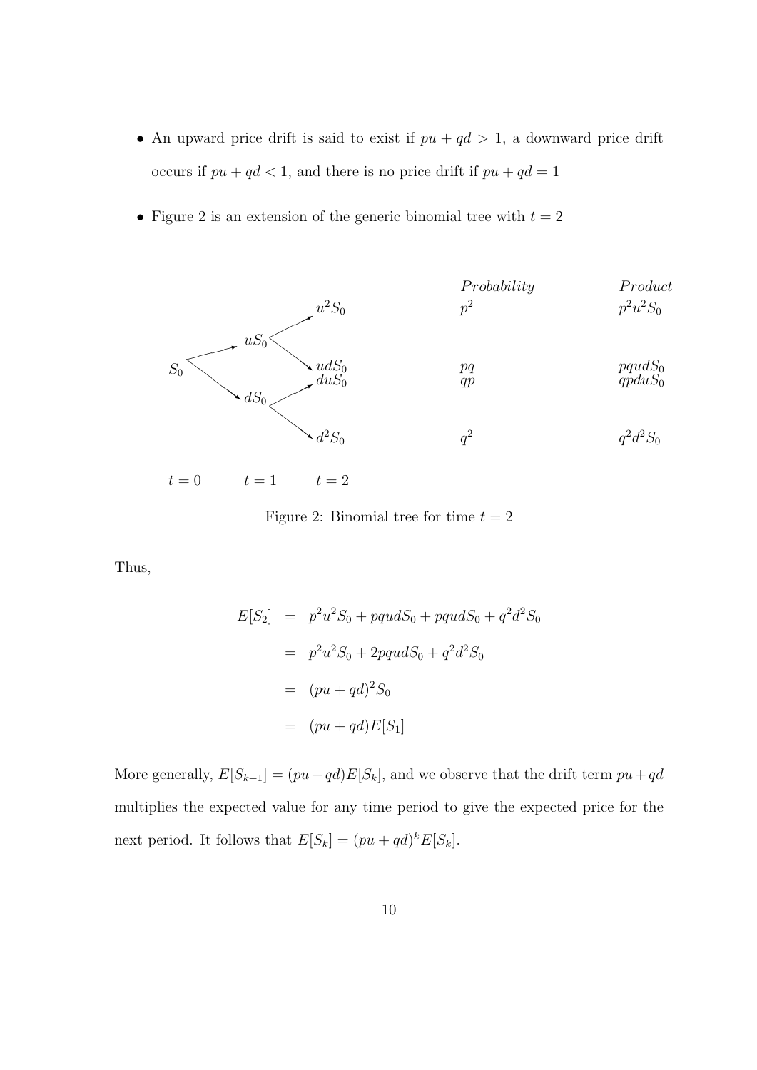- An upward price drift is said to exist if $pu + qd > 1$, a downward price drift occurs if $pu + qd < 1$, and there is no price drift if $pu + qd = 1$

- Figure 2 is an extension of the generic binomial tree with $t = 2$

*Probability* *Product*

$u^2S_0$ $p^2$ $p^2u^2S_0$

$uS_0$

$S_0$ $udS_0$ $pq$ $pqudS_0$

$duS_0$ $qp$ $qpduS_0$

$dS_0$

$d^2S_0$ $q^2$ $q^2d^2S_0$

$t = 0$ $t = 1$ $t = 2$

Figure 2: Binomial tree for time $t = 2$

Thus,

$$
\begin{aligned}
E[S_2] &= p^2u^2S_0 + pqudS_0 + pqudS_0 + q^2d^2S_0 \\
&= p^2u^2S_0 + 2pqudS_0 + q^2d^2S_0 \\
&= (pu + qd)^2 S_0 \\
&= (pu + qd)E[S_1]
\end{aligned}
$$

More generally, $E[S_{k+1}] = (pu+qd)E[S_k]$, and we observe that the drift term $pu+qd$ multiplies the expected value for any time period to give the expected price for the next period. It follows that $E[S_k] = (pu + qd)^k E[S_k]$.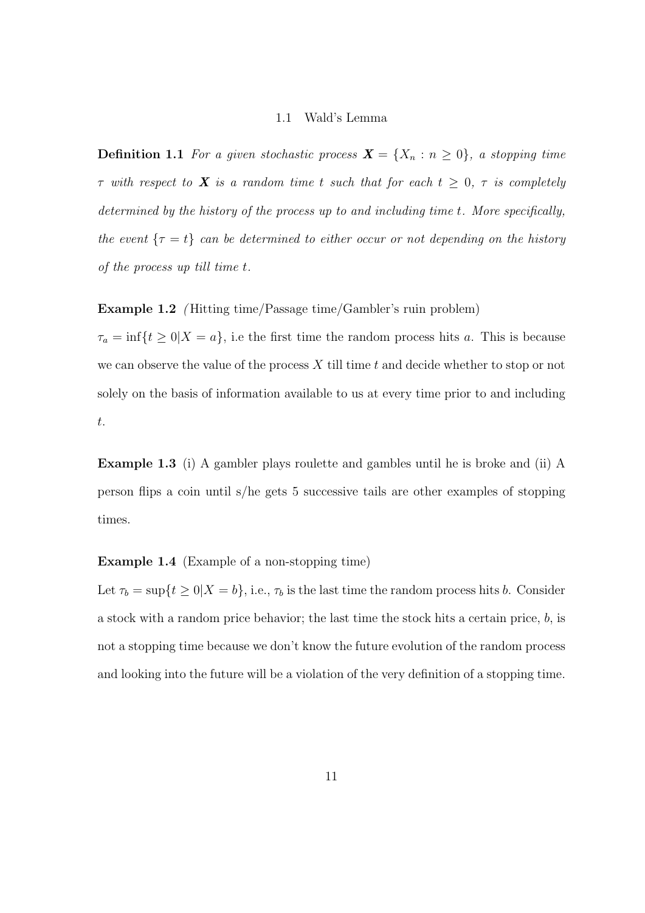### 1.1 Wald's Lemma

**Definition 1.1** *For a given stochastic process $\boldsymbol{X} = \{X_n : n \geq 0\}$, a stopping time $\tau$ with respect to $\boldsymbol{X}$ is a random time $t$ such that for each $t \geq 0$, $\tau$ is completely determined by the history of the process up to and including time $t$. More specifically, the event $\{\tau = t\}$ can be determined to either occur or not depending on the history of the process up till time $t$.*

**Example 1.2** *(* Hitting time/Passage time/Gambler's ruin problem)

$\tau_a = \inf\{t \geq 0 | X = a\}$, i.e the first time the random process hits $a$. This is because we can observe the value of the process $X$ till time $t$ and decide whether to stop or not solely on the basis of information available to us at every time prior to and including $t$.

**Example 1.3** (i) A gambler plays roulette and gambles until he is broke and (ii) A person flips a coin until s/he gets 5 successive tails are other examples of stopping times.

**Example 1.4** (Example of a non-stopping time)

Let $\tau_b = \sup\{t \geq 0 | X = b\}$, i.e., $\tau_b$ is the last time the random process hits $b$. Consider a stock with a random price behavior; the last time the stock hits a certain price, $b$, is not a stopping time because we don't know the future evolution of the random process and looking into the future will be a violation of the very definition of a stopping time.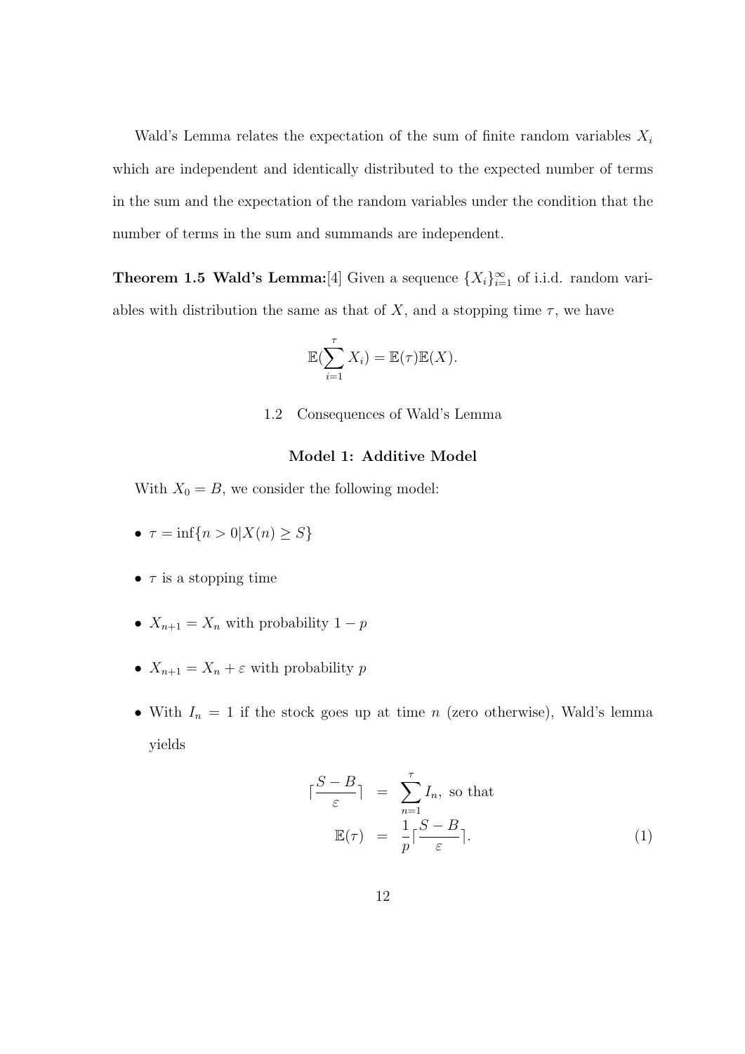Wald's Lemma relates the expectation of the sum of finite random variables $X_i$ which are independent and identically distributed to the expected number of terms in the sum and the expectation of the random variables under the condition that the number of terms in the sum and summands are independent.

**Theorem 1.5 Wald's Lemma:**[4] Given a sequence $\{X_i\}_{i=1}^{\infty}$ of i.i.d. random variables with distribution the same as that of $X$, and a stopping time $\tau$, we have

$$\mathbb{E}(\sum_{i=1}^{\tau} X_i) = \mathbb{E}(\tau)\mathbb{E}(X).$$

## 1.2 Consequences of Wald's Lemma

### Model 1: Additive Model

With $X_0 = B$, we consider the following model:

- $\tau = \inf\{n > 0 | X(n) \geq S\}$
- $\tau$ is a stopping time
- $X_{n+1} = X_n$ with probability $1 - p$
- $X_{n+1} = X_n + \varepsilon$ with probability $p$
- With $I_n = 1$ if the stock goes up at time $n$ (zero otherwise), Wald's lemma yields

$$\begin{aligned} \lceil \frac{S-B}{\varepsilon} \rceil &= \sum_{n=1}^{\tau} I_n, \text{ so that} \\ \mathbb{E}(\tau) &= \frac{1}{p} \lceil \frac{S-B}{\varepsilon} \rceil. \end{aligned} \tag{1}$$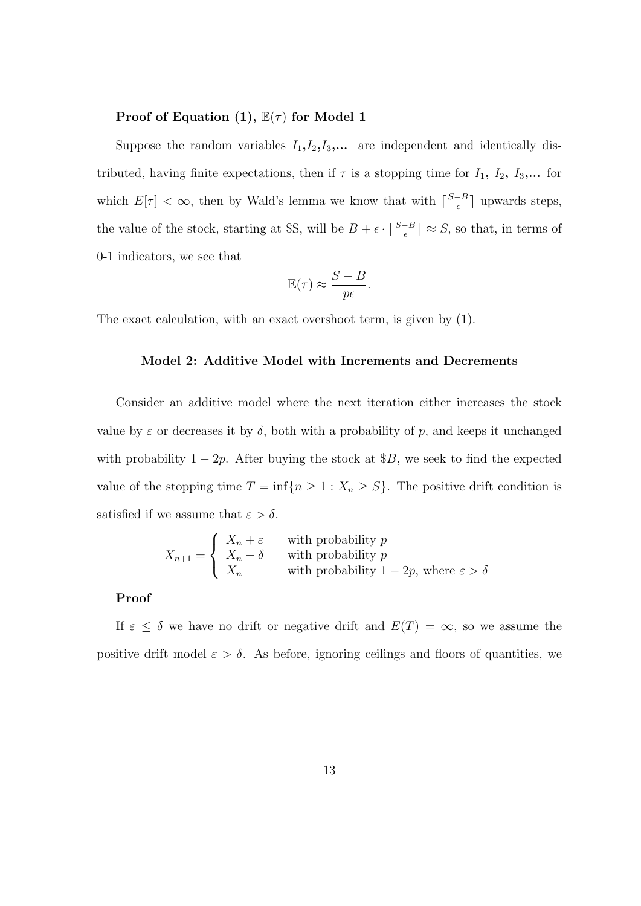**Proof of Equation (1), $\mathbb{E}(\tau)$ for Model 1**

Suppose the random variables $I_1$,$I_2$,$I_3$,... are independent and identically distributed, having finite expectations, then if $\tau$ is a stopping time for $I_1$, $I_2$, $I_3$,... for which $E[\tau] < \infty$, then by Wald's lemma we know that with $\lceil \frac{S-B}{\epsilon} \rceil$ upwards steps, the value of the stock, starting at \$S, will be $B + \epsilon \cdot \lceil \frac{S-B}{\epsilon} \rceil \approx S$, so that, in terms of 0-1 indicators, we see that

$$\mathbb{E}(\tau) \approx \frac{S - B}{p\epsilon}.$$

The exact calculation, with an exact overshoot term, is given by (1).

### Model 2: Additive Model with Increments and Decrements

Consider an additive model where the next iteration either increases the stock value by $\varepsilon$ or decreases it by $\delta$, both with a probability of $p$, and keeps it unchanged with probability $1 - 2p$. After buying the stock at \$$B$, we seek to find the expected value of the stopping time $T = \inf\{n \geq 1 : X_n \geq S\}$. The positive drift condition is satisfied if we assume that $\varepsilon > \delta$.

$$X_{n+1} = \begin{cases} X_n + \varepsilon & \text{with probability } p \\ X_n - \delta & \text{with probability } p \\ X_n & \text{with probability } 1 - 2p, \text{ where } \varepsilon > \delta \end{cases}$$

**Proof**

If $\varepsilon \leq \delta$ we have no drift or negative drift and $E(T) = \infty$, so we assume the positive drift model $\varepsilon > \delta$. As before, ignoring ceilings and floors of quantities, we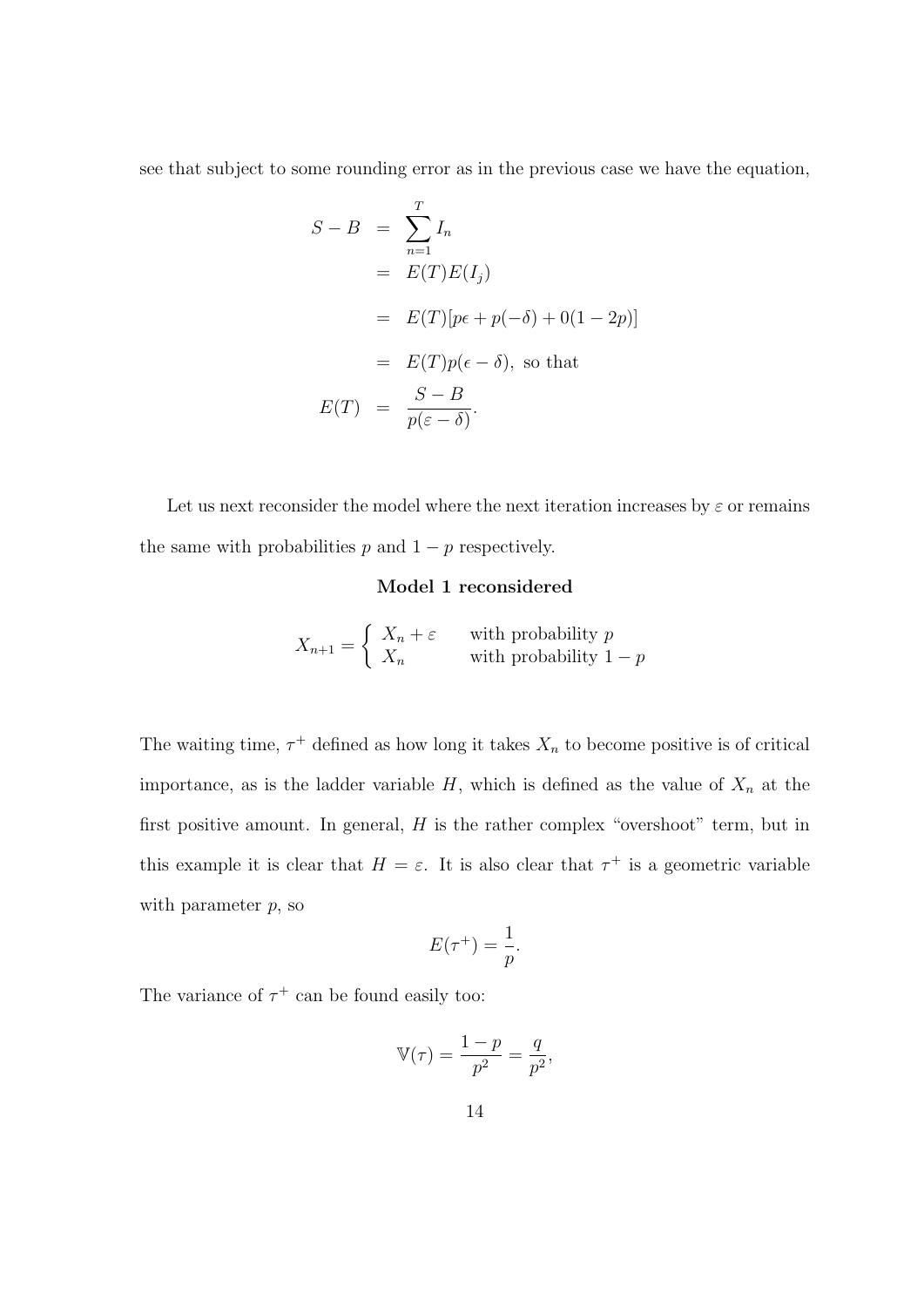see that subject to some rounding error as in the previous case we have the equation,

$$
\begin{aligned}
S - B &= \sum_{n=1}^{T} I_n \\
&= E(T)E(I_j) \\
&= E(T)[p\epsilon + p(-\delta) + 0(1-2p)] \\
&= E(T)p(\epsilon - \delta), \text{ so that} \\
E(T) &= \frac{S-B}{p(\varepsilon - \delta)}.
\end{aligned}
$$

Let us next reconsider the model where the next iteration increases by $\varepsilon$ or remains the same with probabilities $p$ and $1-p$ respectively.

**Model 1 reconsidered**

$$
X_{n+1} = \begin{cases} X_n + \varepsilon & \text{with probability } p \\ X_n & \text{with probability } 1-p \end{cases}
$$

The waiting time, $\tau^+$ defined as how long it takes $X_n$ to become positive is of critical importance, as is the ladder variable $H$, which is defined as the value of $X_n$ at the first positive amount. In general, $H$ is the rather complex "overshoot" term, but in this example it is clear that $H = \varepsilon$. It is also clear that $\tau^+$ is a geometric variable with parameter $p$, so

$$
E(\tau^+) = \frac{1}{p}.
$$

The variance of $\tau^+$ can be found easily too:

$$
\mathbb{V}(\tau) = \frac{1-p}{p^2} = \frac{q}{p^2},
$$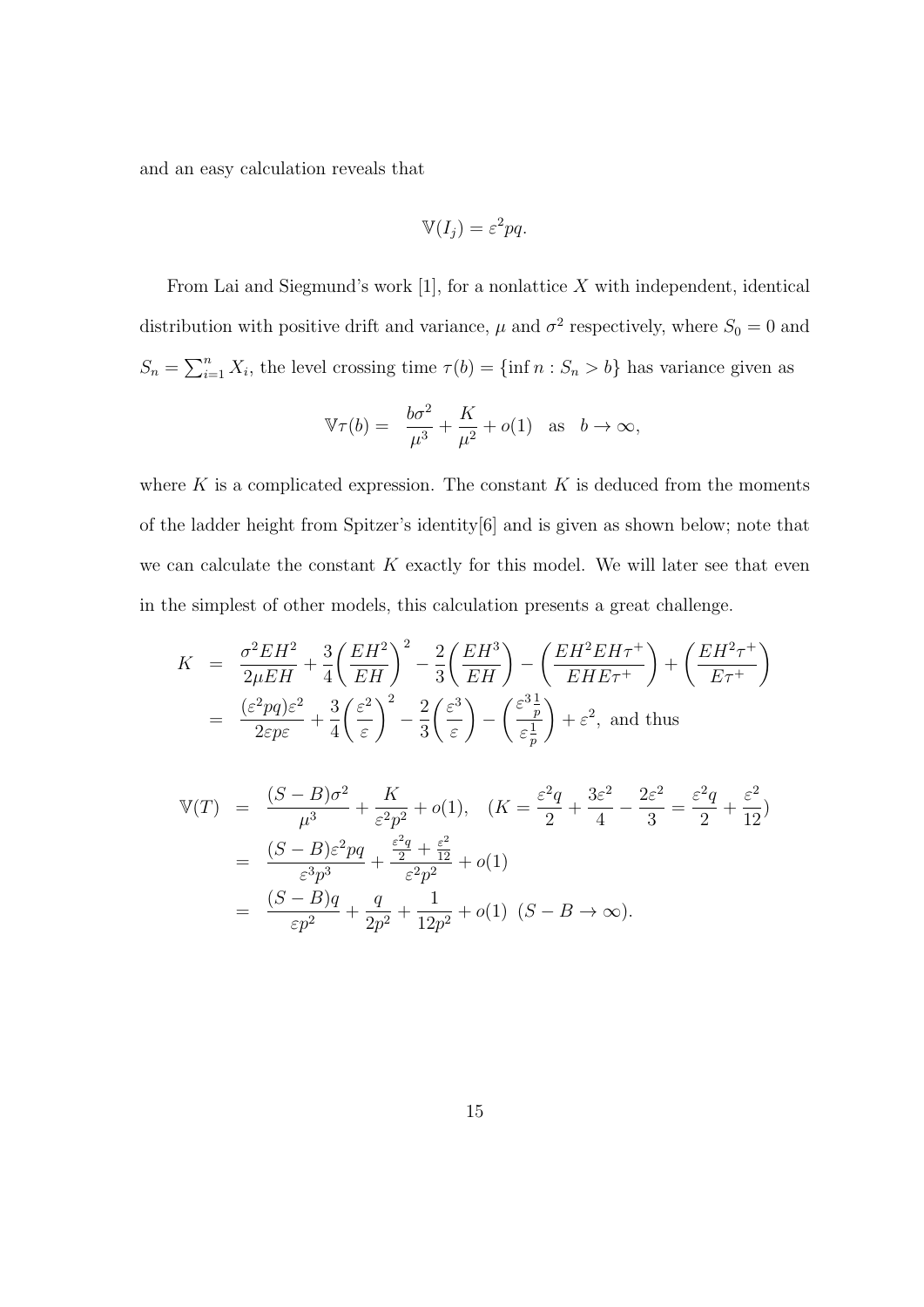and an easy calculation reveals that

$$\mathbb{V}(I_j) = \varepsilon^2 pq.$$

From Lai and Siegmund's work [1], for a nonlattice $X$ with independent, identical distribution with positive drift and variance, $\mu$ and $\sigma^2$ respectively, where $S_0 = 0$ and $S_n = \sum_{i=1}^{n} X_i$, the level crossing time $\tau(b) = \{\inf n : S_n > b\}$ has variance given as

$$\mathbb{V}\tau(b) = \frac{b\sigma^2}{\mu^3} + \frac{K}{\mu^2} + o(1) \quad \text{as} \quad b \to \infty,$$

where $K$ is a complicated expression. The constant $K$ is deduced from the moments of the ladder height from Spitzer's identity[6] and is given as shown below; note that we can calculate the constant $K$ exactly for this model. We will later see that even in the simplest of other models, this calculation presents a great challenge.

$$\begin{aligned}
K &= \frac{\sigma^2 EH^2}{2\mu EH} + \frac{3}{4}\left(\frac{EH^2}{EH}\right)^2 - \frac{2}{3}\left(\frac{EH^3}{EH}\right) - \left(\frac{EH^2 EH\tau^+}{EHE\tau^+}\right) + \left(\frac{EH^2\tau^+}{E\tau^+}\right) \\
&= \frac{(\varepsilon^2 pq)\varepsilon^2}{2\varepsilon p\varepsilon} + \frac{3}{4}\left(\frac{\varepsilon^2}{\varepsilon}\right)^2 - \frac{2}{3}\left(\frac{\varepsilon^3}{\varepsilon}\right) - \left(\frac{\varepsilon^3\frac{1}{p}}{\varepsilon\frac{1}{p}}\right) + \varepsilon^2, \text{ and thus}
\end{aligned}$$

$$\begin{aligned}
\mathbb{V}(T) &= \frac{(S-B)\sigma^2}{\mu^3} + \frac{K}{\varepsilon^2 p^2} + o(1), \quad (K = \frac{\varepsilon^2 q}{2} + \frac{3\varepsilon^2}{4} - \frac{2\varepsilon^2}{3} = \frac{\varepsilon^2 q}{2} + \frac{\varepsilon^2}{12}) \\
&= \frac{(S-B)\varepsilon^2 pq}{\varepsilon^3 p^3} + \frac{\frac{\varepsilon^2 q}{2} + \frac{\varepsilon^2}{12}}{\varepsilon^2 p^2} + o(1) \\
&= \frac{(S-B)q}{\varepsilon p^2} + \frac{q}{2p^2} + \frac{1}{12p^2} + o(1) \;\; (S-B \to \infty).
\end{aligned}$$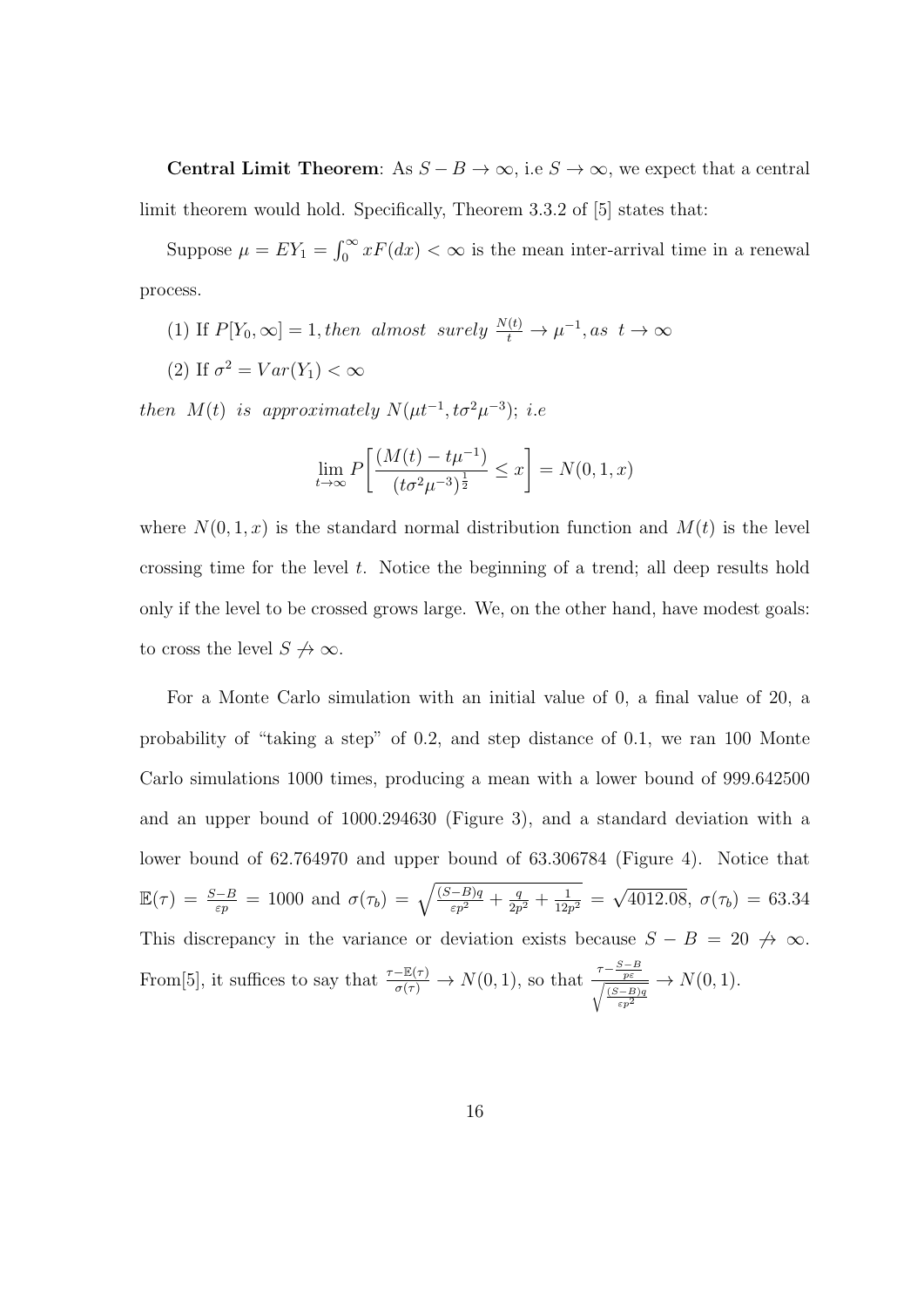**Central Limit Theorem**: As $S - B \to \infty$, i.e $S \to \infty$, we expect that a central limit theorem would hold. Specifically, Theorem 3.3.2 of [5] states that:

Suppose $\mu = EY_1 = \int_0^\infty xF(dx) < \infty$ is the mean inter-arrival time in a renewal process.

(1) If $P[Y_0, \infty] = 1, then\ \ almost\ \ surely\ \frac{N(t)}{t} \to \mu^{-1}, as\ \ t \to \infty$

(2) If $\sigma^2 = Var(Y_1) < \infty$

*then* $M(t)$ *is approximately* $N(\mu t^{-1}, t\sigma^2\mu^{-3})$; *i.e*

$$\lim_{t\to\infty} P\left[\frac{(M(t) - t\mu^{-1})}{(t\sigma^2\mu^{-3})^{\frac{1}{2}}} \leq x\right] = N(0, 1, x)$$

where $N(0, 1, x)$ is the standard normal distribution function and $M(t)$ is the level crossing time for the level $t$. Notice the beginning of a trend; all deep results hold only if the level to be crossed grows large. We, on the other hand, have modest goals: to cross the level $S \not\to \infty$.

For a Monte Carlo simulation with an initial value of 0, a final value of 20, a probability of "taking a step" of 0.2, and step distance of 0.1, we ran 100 Monte Carlo simulations 1000 times, producing a mean with a lower bound of 999.642500 and an upper bound of 1000.294630 (Figure 3), and a standard deviation with a lower bound of 62.764970 and upper bound of 63.306784 (Figure 4). Notice that $\mathbb{E}(\tau) = \frac{S-B}{\varepsilon p} = 1000$ and $\sigma(\tau_b) = \sqrt{\frac{(S-B)q}{\varepsilon p^2} + \frac{q}{2p^2} + \frac{1}{12p^2}} = \sqrt{4012.08}$, $\sigma(\tau_b) = 63.34$ This discrepancy in the variance or deviation exists because $S - B = 20 \not\to \infty$. From[5], it suffices to say that $\frac{\tau - \mathbb{E}(\tau)}{\sigma(\tau)} \to N(0, 1)$, so that $\frac{\tau - \frac{S-B}{p\varepsilon}}{\sqrt{\frac{(S-B)q}{\varepsilon p^2}}} \to N(0, 1)$.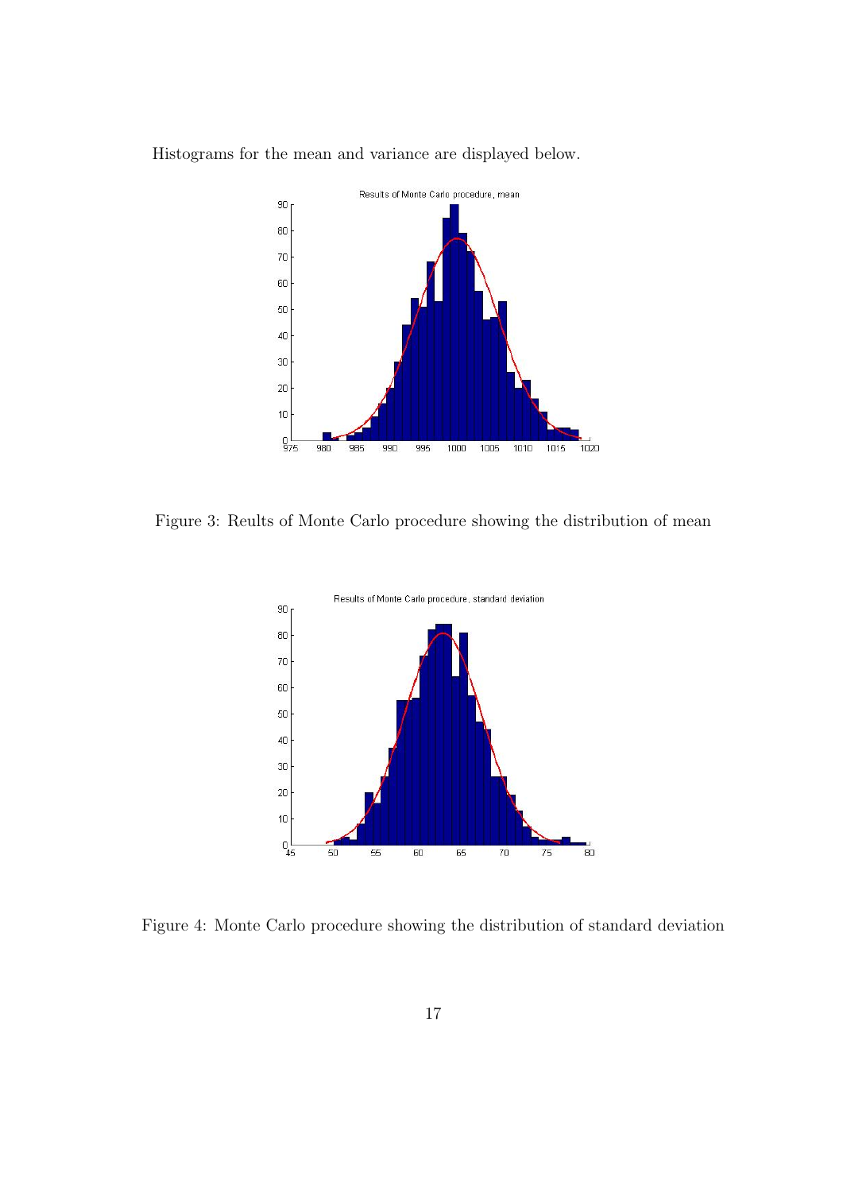Histograms for the mean and variance are displayed below.

Results of Monte Carlo procedure, mean

90
80
70
60
50
40
30
20
10
0
975 980 985 990 995 1000 1005 1010 1015 1020

Figure 3: Reults of Monte Carlo procedure showing the distribution of mean

Results of Monte Carlo procedure, standard deviation

90
80
70
60
50
40
30
20
10
0
45 50 55 60 65 70 75 80

Figure 4: Monte Carlo procedure showing the distribution of standard deviation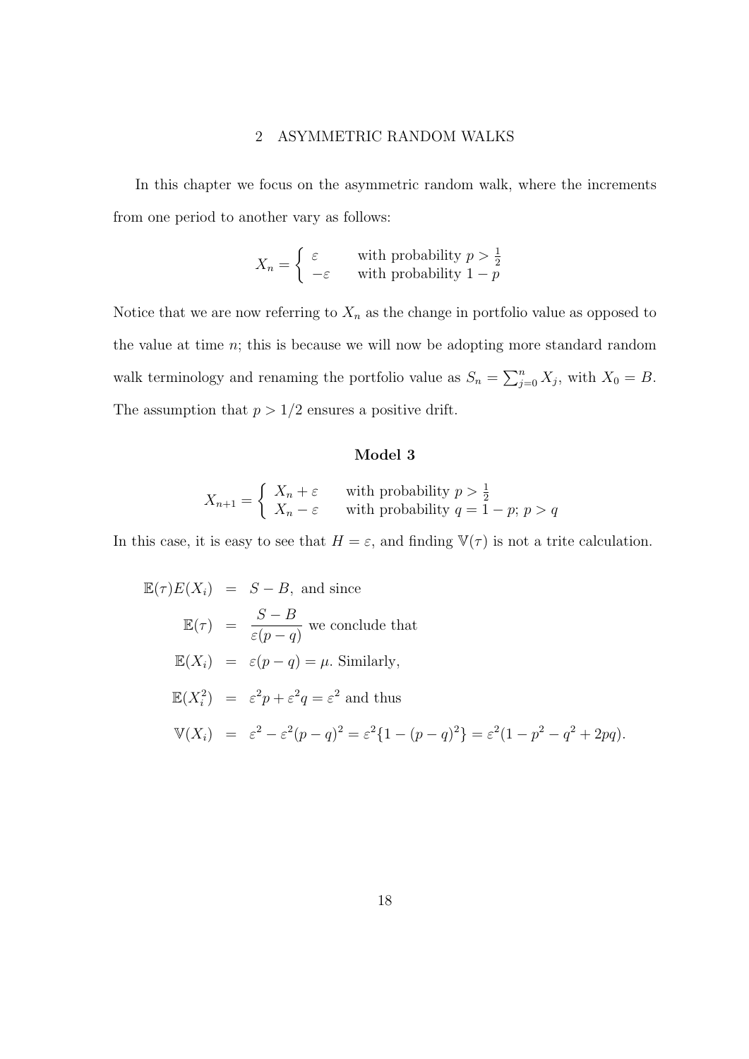# 2 ASYMMETRIC RANDOM WALKS

In this chapter we focus on the asymmetric random walk, where the increments from one period to another vary as follows:

$$X_n = \begin{cases} \varepsilon & \text{with probability } p > \frac{1}{2} \\ -\varepsilon & \text{with probability } 1-p \end{cases}$$

Notice that we are now referring to $X_n$ as the change in portfolio value as opposed to the value at time $n$; this is because we will now be adopting more standard random walk terminology and renaming the portfolio value as $S_n = \sum_{j=0}^{n} X_j$, with $X_0 = B$. The assumption that $p > 1/2$ ensures a positive drift.

**Model 3**

$$X_{n+1} = \begin{cases} X_n + \varepsilon & \text{with probability } p > \frac{1}{2} \\ X_n - \varepsilon & \text{with probability } q = 1-p;\ p > q \end{cases}$$

In this case, it is easy to see that $H = \varepsilon$, and finding $\mathbb{V}(\tau)$ is not a trite calculation.

$$\begin{aligned}
\mathbb{E}(\tau)E(X_i) &= S - B, \text{ and since} \\
\mathbb{E}(\tau) &= \frac{S-B}{\varepsilon(p-q)} \text{ we conclude that} \\
\mathbb{E}(X_i) &= \varepsilon(p-q) = \mu. \text{ Similarly,} \\
\mathbb{E}(X_i^2) &= \varepsilon^2 p + \varepsilon^2 q = \varepsilon^2 \text{ and thus} \\
\mathbb{V}(X_i) &= \varepsilon^2 - \varepsilon^2(p-q)^2 = \varepsilon^2\{1-(p-q)^2\} = \varepsilon^2(1-p^2-q^2+2pq).
\end{aligned}$$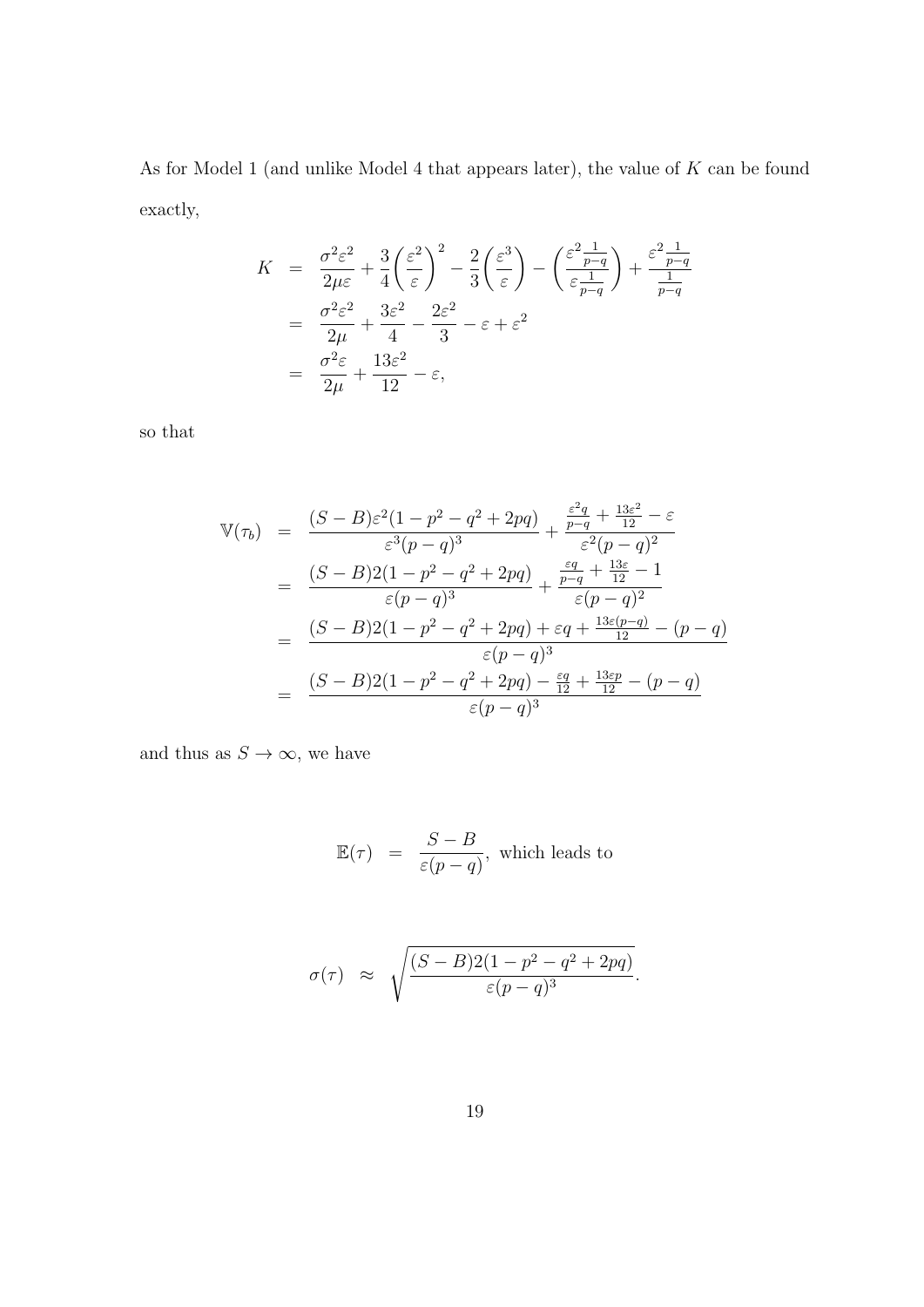As for Model 1 (and unlike Model 4 that appears later), the value of $K$ can be found exactly,

$$
\begin{aligned}
K &= \frac{\sigma^2\varepsilon^2}{2\mu\varepsilon} + \frac{3}{4}\left(\frac{\varepsilon^2}{\varepsilon}\right)^2 - \frac{2}{3}\left(\frac{\varepsilon^3}{\varepsilon}\right) - \left(\frac{\varepsilon^2\frac{1}{p-q}}{\varepsilon\frac{1}{p-q}}\right) + \frac{\varepsilon^2\frac{1}{p-q}}{\frac{1}{p-q}} \\
&= \frac{\sigma^2\varepsilon^2}{2\mu} + \frac{3\varepsilon^2}{4} - \frac{2\varepsilon^2}{3} - \varepsilon + \varepsilon^2 \\
&= \frac{\sigma^2\varepsilon}{2\mu} + \frac{13\varepsilon^2}{12} - \varepsilon,
\end{aligned}
$$

so that

$$
\begin{aligned}
\mathbb{V}(\tau_b) &= \frac{(S-B)\varepsilon^2(1-p^2-q^2+2pq)}{\varepsilon^3(p-q)^3} + \frac{\frac{\varepsilon^2 q}{p-q} + \frac{13\varepsilon^2}{12} - \varepsilon}{\varepsilon^2(p-q)^2} \\
&= \frac{(S-B)2(1-p^2-q^2+2pq)}{\varepsilon(p-q)^3} + \frac{\frac{\varepsilon q}{p-q} + \frac{13\varepsilon}{12} - 1}{\varepsilon(p-q)^2} \\
&= \frac{(S-B)2(1-p^2-q^2+2pq) + \varepsilon q + \frac{13\varepsilon(p-q)}{12} - (p-q)}{\varepsilon(p-q)^3} \\
&= \frac{(S-B)2(1-p^2-q^2+2pq) - \frac{\varepsilon q}{12} + \frac{13\varepsilon p}{12} - (p-q)}{\varepsilon(p-q)^3}
\end{aligned}
$$

and thus as $S \to \infty$, we have

$$
\mathbb{E}(\tau) = \frac{S-B}{\varepsilon(p-q)}, \text{ which leads to}
$$

$$
\sigma(\tau) \approx \sqrt{\frac{(S-B)2(1-p^2-q^2+2pq)}{\varepsilon(p-q)^3}}.
$$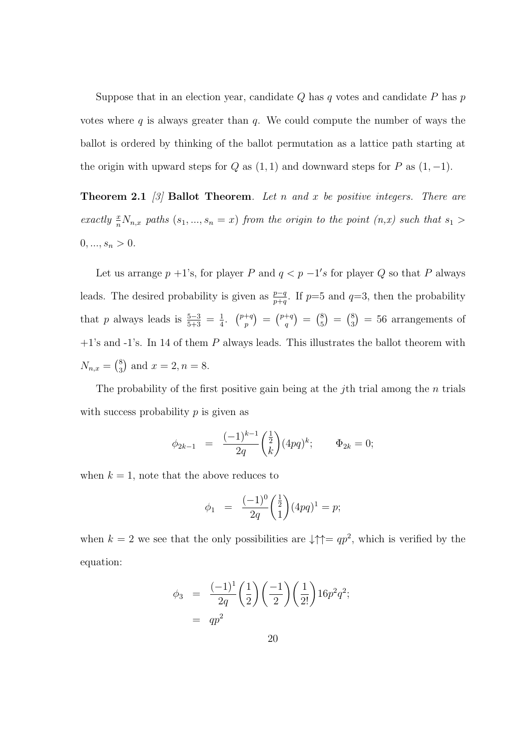Suppose that in an election year, candidate $Q$ has $q$ votes and candidate $P$ has $p$ votes where $q$ is always greater than $q$. We could compute the number of ways the ballot is ordered by thinking of the ballot permutation as a lattice path starting at the origin with upward steps for $Q$ as $(1, 1)$ and downward steps for $P$ as $(1, -1)$.

**Theorem 2.1** *[3]* **Ballot Theorem**. *Let $n$ and $x$ be positive integers. There are exactly $\frac{x}{n}N_{n,x}$ paths $(s_1, ..., s_n = x)$ from the origin to the point (n,x) such that $s_1 > 0, ..., s_n > 0$.*

Let us arrange $p$ +1's, for player $P$ and $q < p$ $-1's$ for player $Q$ so that $P$ always leads. The desired probability is given as $\frac{p-q}{p+q}$. If $p$=5 and $q$=3, then the probability that $p$ always leads is $\frac{5-3}{5+3} = \frac{1}{4}$. $\binom{p+q}{p} = \binom{p+q}{q} = \binom{8}{5} = \binom{8}{3} = 56$ arrangements of +1's and -1's. In 14 of them $P$ always leads. This illustrates the ballot theorem with $N_{n,x} = \binom{8}{3}$ and $x = 2, n = 8$.

The probability of the first positive gain being at the $j$th trial among the $n$ trials with success probability $p$ is given as

$$\phi_{2k-1} = \frac{(-1)^{k-1}}{2q}\binom{\frac{1}{2}}{k}(4pq)^k; \qquad \Phi_{2k} = 0;$$

when $k = 1$, note that the above reduces to

$$\phi_1 = \frac{(-1)^0}{2q}\binom{\frac{1}{2}}{1}(4pq)^1 = p;$$

when $k = 2$ we see that the only possibilities are $\downarrow\uparrow\uparrow = qp^2$, which is verified by the equation:

$$\begin{aligned} \phi_3 &= \frac{(-1)^1}{2q}\left(\frac{1}{2}\right)\left(\frac{-1}{2}\right)\left(\frac{1}{2!}\right)16p^2q^2; \\ &= qp^2 \end{aligned}$$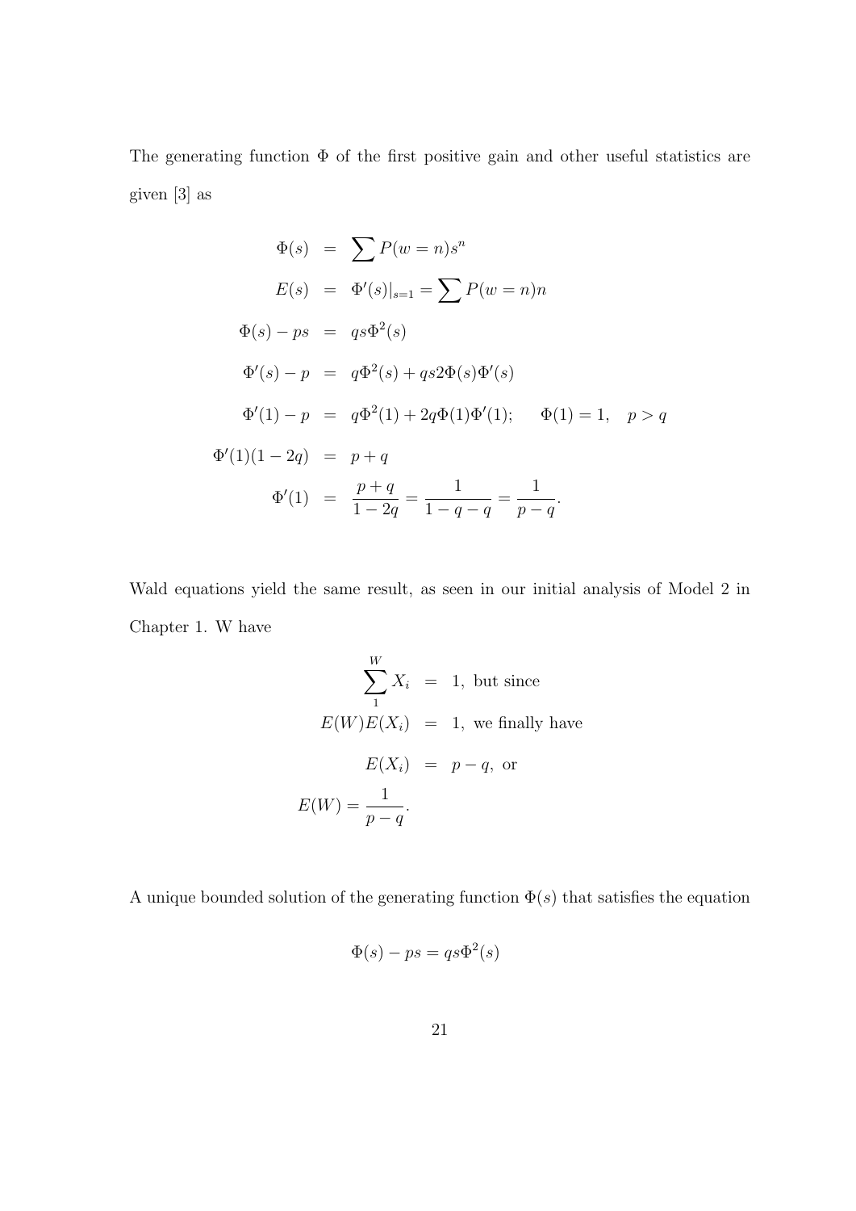The generating function $\Phi$ of the first positive gain and other useful statistics are given [3] as

$$
\begin{aligned}
\Phi(s) &= \sum P(w=n)s^n \\
E(s) &= \Phi'(s)|_{s=1} = \sum P(w=n)n \\
\Phi(s) - ps &= qs\Phi^2(s) \\
\Phi'(s) - p &= q\Phi^2(s) + qs2\Phi(s)\Phi'(s) \\
\Phi'(1) - p &= q\Phi^2(1) + 2q\Phi(1)\Phi'(1); \qquad \Phi(1) = 1, \quad p > q \\
\Phi'(1)(1-2q) &= p + q \\
\Phi'(1) &= \frac{p+q}{1-2q} = \frac{1}{1-q-q} = \frac{1}{p-q}.
\end{aligned}
$$

Wald equations yield the same result, as seen in our initial analysis of Model 2 in Chapter 1. W have

$$
\begin{aligned}
\sum_{1}^{W} X_i &= 1, \text{ but since} \\
E(W)E(X_i) &= 1, \text{ we finally have} \\
E(X_i) &= p - q, \text{ or} \\
E(W) = \frac{1}{p-q}.
\end{aligned}
$$

A unique bounded solution of the generating function $\Phi(s)$ that satisfies the equation

$$
\Phi(s) - ps = qs\Phi^2(s)
$$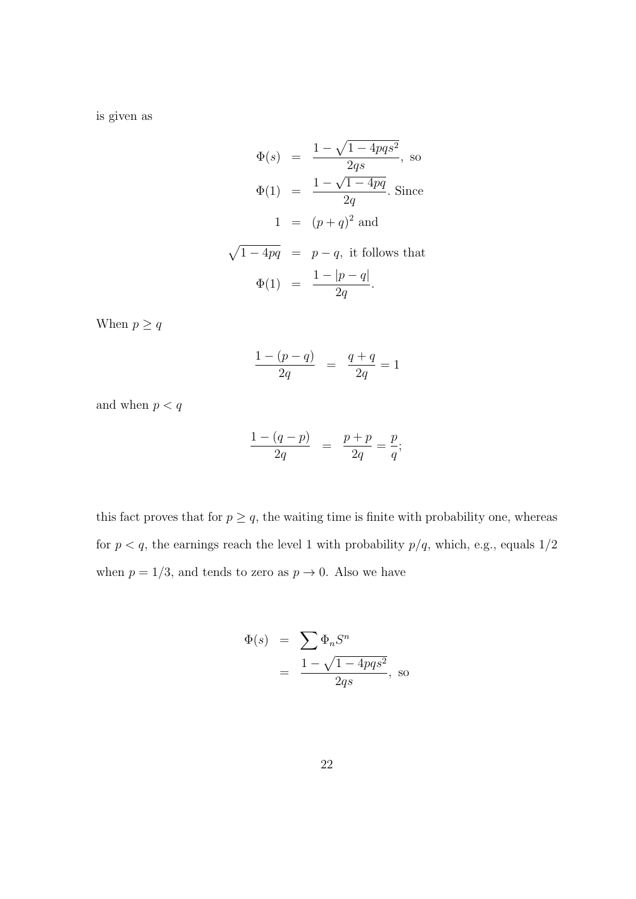is given as

$$
\begin{aligned}
\Phi(s) &= \frac{1-\sqrt{1-4pqs^2}}{2qs}, \text{ so} \\
\Phi(1) &= \frac{1-\sqrt{1-4pq}}{2q}. \text{ Since} \\
1 &= (p+q)^2 \text{ and} \\
\sqrt{1-4pq} &= p-q, \text{ it follows that} \\
\Phi(1) &= \frac{1-|p-q|}{2q}.
\end{aligned}
$$

When $p \geq q$

$$
\frac{1-(p-q)}{2q} = \frac{q+q}{2q} = 1
$$

and when $p < q$

$$
\frac{1-(q-p)}{2q} = \frac{p+p}{2q} = \frac{p}{q};
$$

this fact proves that for $p \geq q$, the waiting time is finite with probability one, whereas for $p < q$, the earnings reach the level 1 with probability $p/q$, which, e.g., equals $1/2$ when $p = 1/3$, and tends to zero as $p \to 0$. Also we have

$$
\begin{aligned}
\Phi(s) &= \sum \Phi_n S^n \\
&= \frac{1-\sqrt{1-4pqs^2}}{2qs}, \text{ so}
\end{aligned}
$$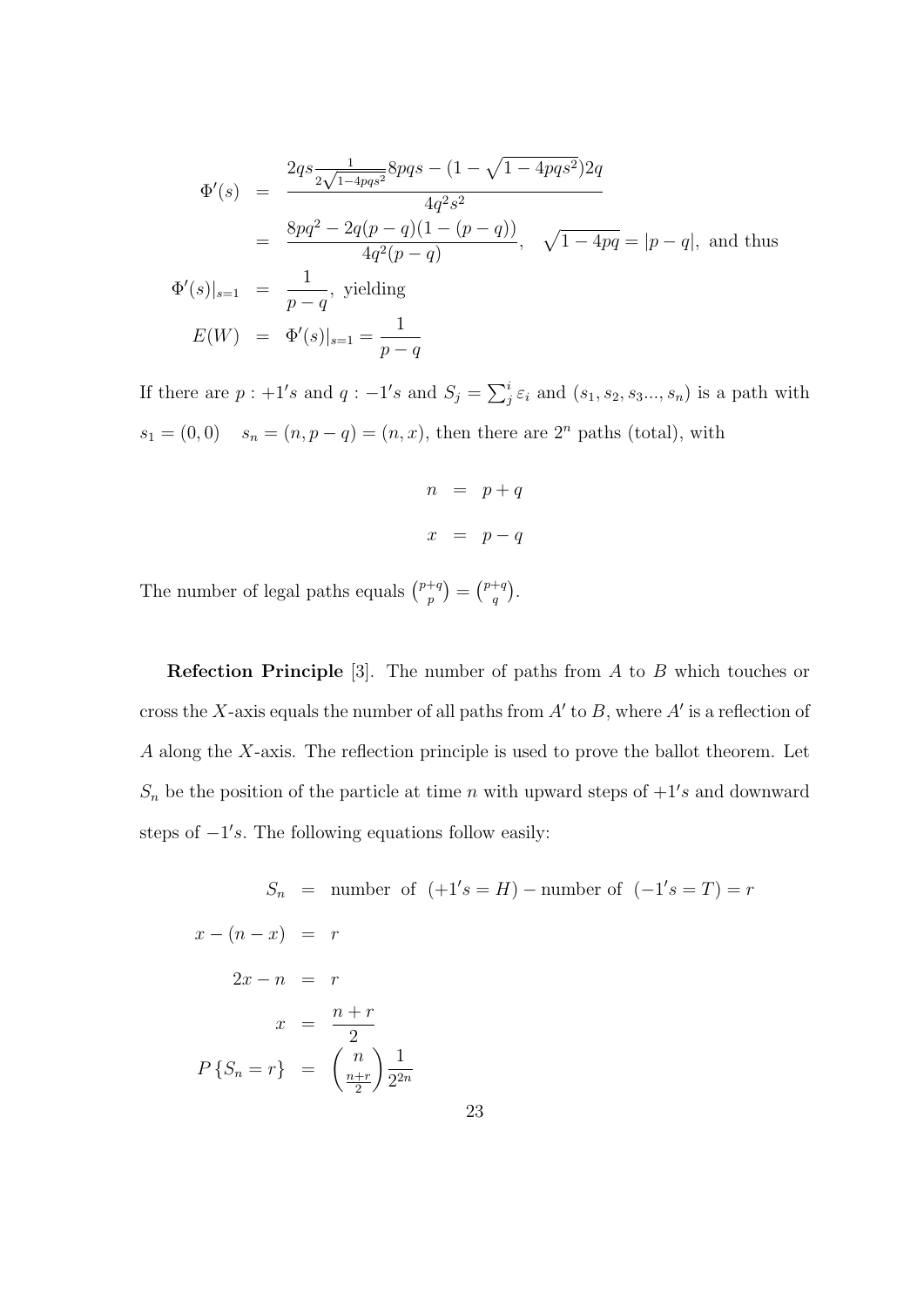$$
\begin{aligned}
\Phi'(s) &= \frac{2qs\frac{1}{2\sqrt{1-4pqs^2}}8pqs - (1-\sqrt{1-4pqs^2})2q}{4q^2s^2} \\
&= \frac{8pq^2 - 2q(p-q)(1-(p-q))}{4q^2(p-q)}, \quad \sqrt{1-4pq} = |p-q|, \text{ and thus} \\
\Phi'(s)|_{s=1} &= \frac{1}{p-q}, \text{ yielding} \\
E(W) &= \Phi'(s)|_{s=1} = \frac{1}{p-q}
\end{aligned}
$$

If there are $p : +1's$ and $q : -1's$ and $S_j = \sum_j^i \varepsilon_i$ and $(s_1, s_2, s_3..., s_n)$ is a path with $s_1 = (0,0) \quad s_n = (n, p-q) = (n, x)$, then there are $2^n$ paths (total), with

$$
\begin{aligned}
n &= p+q \\
x &= p-q
\end{aligned}
$$

The number of legal paths equals $\binom{p+q}{p} = \binom{p+q}{q}$.

**Refection Principle** [3]. The number of paths from $A$ to $B$ which touches or cross the $X$-axis equals the number of all paths from $A'$ to $B$, where $A'$ is a reflection of $A$ along the $X$-axis. The reflection principle is used to prove the ballot theorem. Let $S_n$ be the position of the particle at time $n$ with upward steps of $+1's$ and downward steps of $-1's$. The following equations follow easily:

$$
\begin{aligned}
S_n &= \text{number of } (+1's = H) - \text{number of } (-1's = T) = r \\
x - (n-x) &= r \\
2x - n &= r \\
x &= \frac{n+r}{2} \\
P\{S_n = r\} &= \binom{n}{\frac{n+r}{2}} \frac{1}{2^{2n}}
\end{aligned}
$$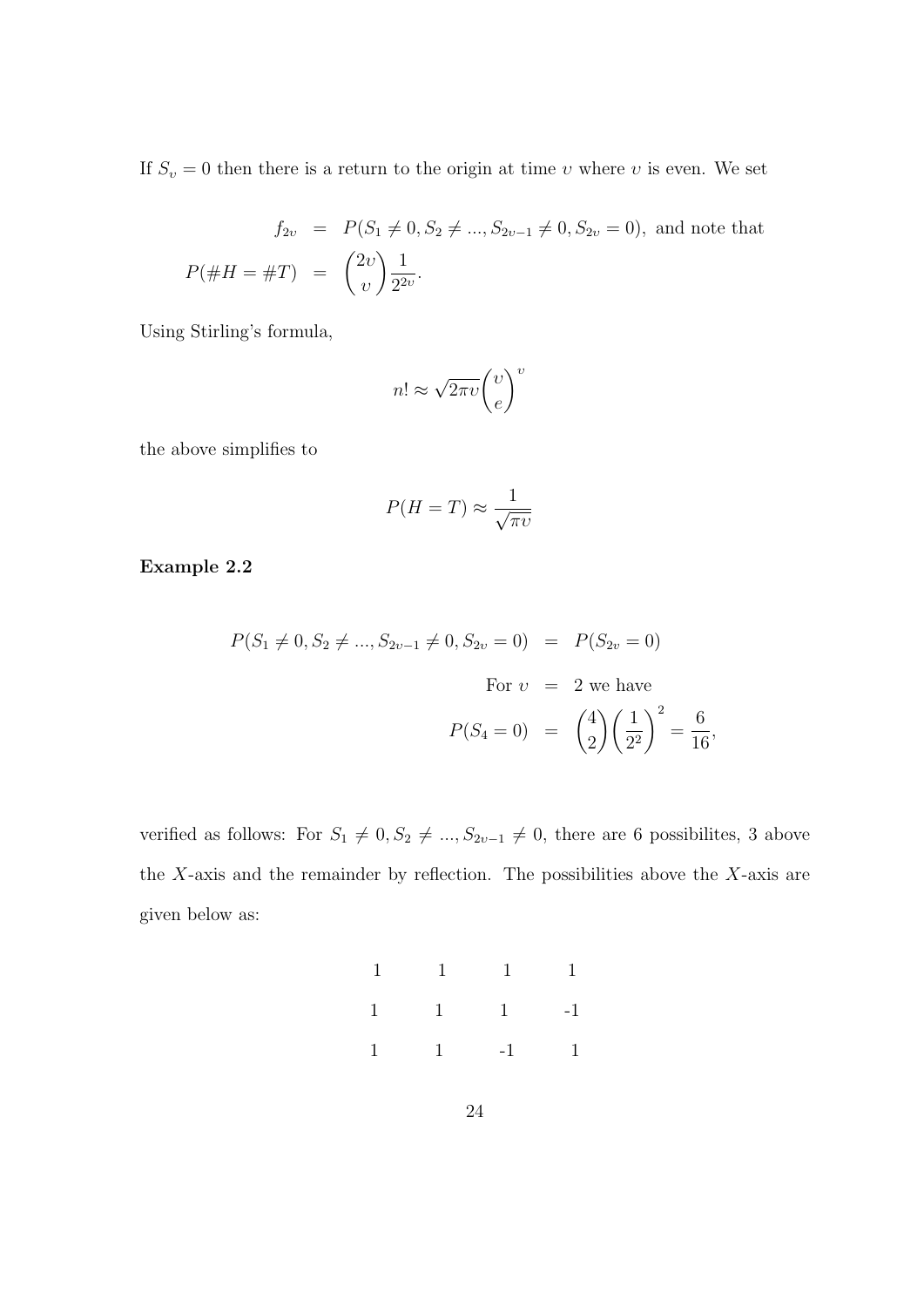If $S_\upsilon = 0$ then there is a return to the origin at time $\upsilon$ where $\upsilon$ is even. We set

$$
\begin{aligned}
f_{2\upsilon} &= P(S_1 \neq 0, S_2 \neq ..., S_{2\upsilon-1} \neq 0, S_{2\upsilon} = 0), \text{ and note that} \\
P(\#H = \#T) &= \binom{2\upsilon}{\upsilon}\frac{1}{2^{2\upsilon}}.
\end{aligned}
$$

Using Stirling's formula,

$$
n! \approx \sqrt{2\pi\upsilon}\binom{\upsilon}{e}^{\upsilon}
$$

the above simplifies to

$$
P(H = T) \approx \frac{1}{\sqrt{\pi\upsilon}}
$$

**Example 2.2**

$$
\begin{aligned}
P(S_1 \neq 0, S_2 \neq ..., S_{2\upsilon-1} \neq 0, S_{2\upsilon} = 0) &= P(S_{2\upsilon} = 0) \\
\text{For } \upsilon &= 2 \text{ we have} \\
P(S_4 = 0) &= \binom{4}{2}\left(\frac{1}{2^2}\right)^2 = \frac{6}{16},
\end{aligned}
$$

verified as follows: For $S_1 \neq 0, S_2 \neq ..., S_{2\upsilon-1} \neq 0$, there are 6 possibilites, 3 above the $X$-axis and the remainder by reflection. The possibilities above the $X$-axis are given below as:

| | | | |
|---|---|---|---|
| 1 | 1 | 1 | 1 |
| 1 | 1 | 1 | -1 |
| 1 | 1 | -1 | 1 |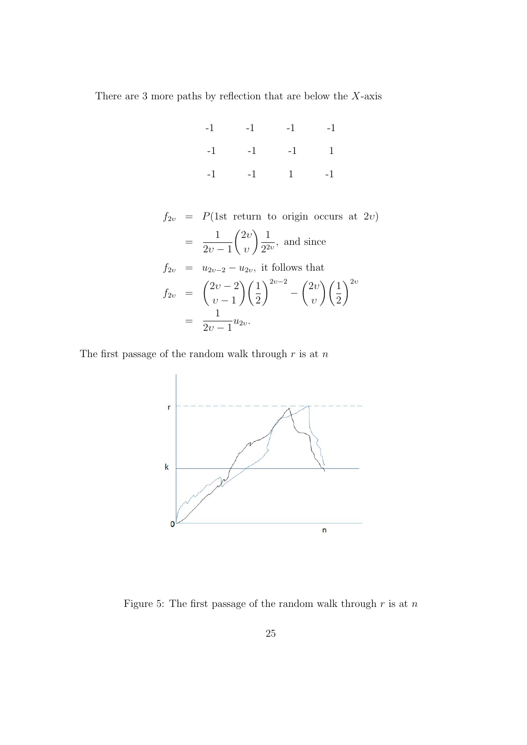There are 3 more paths by reflection that are below the $X$-axis

| | | | |
|---|---|---|---|
| -1 | -1 | -1 | -1 |
| -1 | -1 | -1 | 1 |
| -1 | -1 | 1 | -1 |

$$
\begin{aligned}
f_{2\upsilon} &= P(\text{1st return to origin occurs at } 2\upsilon) \\
&= \frac{1}{2\upsilon - 1}\binom{2\upsilon}{\upsilon}\frac{1}{2^{2\upsilon}}, \text{ and since} \\
f_{2\upsilon} &= u_{2\upsilon-2} - u_{2\upsilon}, \text{ it follows that} \\
f_{2\upsilon} &= \binom{2\upsilon-2}{\upsilon-1}\left(\frac{1}{2}\right)^{2\upsilon-2} - \binom{2\upsilon}{\upsilon}\left(\frac{1}{2}\right)^{2\upsilon} \\
&= \frac{1}{2\upsilon-1}u_{2\upsilon}.
\end{aligned}
$$

The first passage of the random walk through $r$ is at $n$

r

k

0

n

Figure 5: The first passage of the random walk through $r$ is at $n$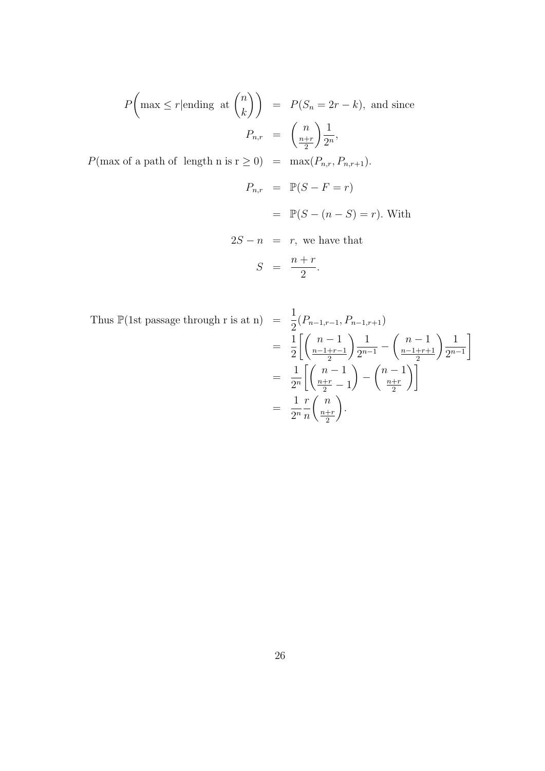$$
\begin{aligned}
P\bigg(\max \leq r|\text{ending at} \binom{n}{k}\bigg) &= P(S_n = 2r-k), \text{ and since} \\
P_{n,r} &= \binom{n}{\frac{n+r}{2}}\frac{1}{2^n}, \\
P(\text{max of a path of length n is r} \geq 0) &= \max(P_{n,r}, P_{n,r+1}). \\
P_{n,r} &= \mathbb{P}(S - F = r) \\
&= \mathbb{P}(S - (n-S) = r). \text{ With} \\
2S - n &= r, \text{ we have that} \\
S &= \frac{n+r}{2}.
\end{aligned}
$$

$$
\begin{aligned}
\text{Thus } \mathbb{P}(\text{1st passage through r is at n}) &= \frac{1}{2}(P_{n-1,r-1}, P_{n-1,r+1}) \\
&= \frac{1}{2}\left[\binom{n-1}{\frac{n-1+r-1}{2}}\frac{1}{2^{n-1}} - \binom{n-1}{\frac{n-1+r+1}{2}}\frac{1}{2^{n-1}}\right] \\
&= \frac{1}{2^n}\left[\binom{n-1}{\frac{n+r}{2}-1} - \binom{n-1}{\frac{n+r}{2}}\right] \\
&= \frac{1}{2^n}\frac{r}{n}\binom{n}{\frac{n+r}{2}}.
\end{aligned}
$$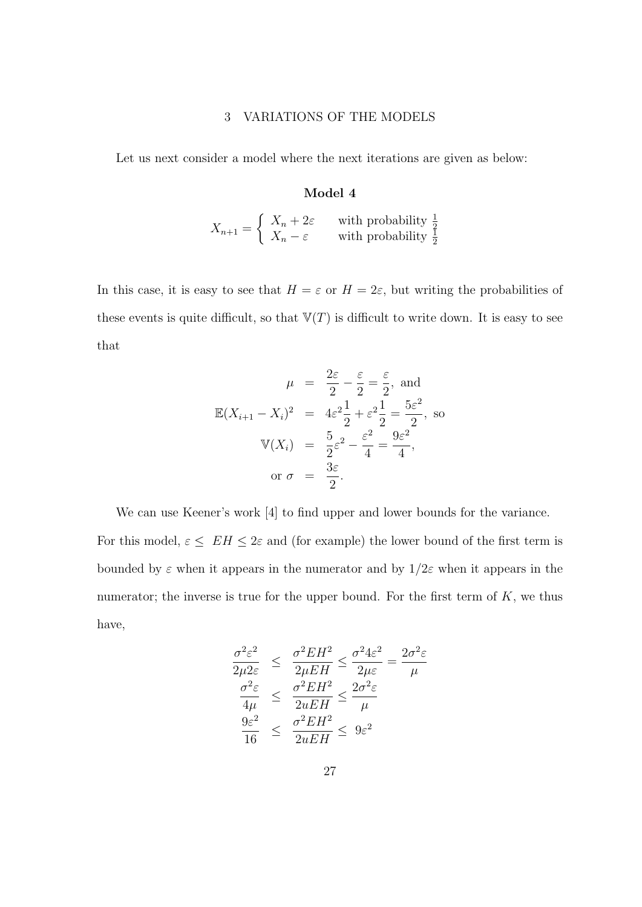Let us next consider a model where the next iterations are given as below:

**Model 4**

$$X_{n+1} = \begin{cases} X_n + 2\varepsilon & \text{with probability } \frac{1}{2} \\ X_n - \varepsilon & \text{with probability } \frac{1}{2} \end{cases}$$

In this case, it is easy to see that $H = \varepsilon$ or $H = 2\varepsilon$, but writing the probabilities of these events is quite difficult, so that $\mathbb{V}(T)$ is difficult to write down. It is easy to see that

$$\begin{aligned}
\mu &= \frac{2\varepsilon}{2} - \frac{\varepsilon}{2} = \frac{\varepsilon}{2}, \text{ and} \\
\mathbb{E}(X_{i+1} - X_i)^2 &= 4\varepsilon^2 \frac{1}{2} + \varepsilon^2 \frac{1}{2} = \frac{5\varepsilon^2}{2}, \text{ so} \\
\mathbb{V}(X_i) &= \frac{5}{2}\varepsilon^2 - \frac{\varepsilon^2}{4} = \frac{9\varepsilon^2}{4}, \\
\text{or } \sigma &= \frac{3\varepsilon}{2}.
\end{aligned}$$

We can use Keener's work [4] to find upper and lower bounds for the variance. For this model, $\varepsilon \leq EH \leq 2\varepsilon$ and (for example) the lower bound of the first term is bounded by $\varepsilon$ when it appears in the numerator and by $1/2\varepsilon$ when it appears in the numerator; the inverse is true for the upper bound. For the first term of $K$, we thus have,

$$\begin{aligned}
\frac{\sigma^2 \varepsilon^2}{2\mu 2\varepsilon} &\leq \frac{\sigma^2 EH^2}{2\mu EH} \leq \frac{\sigma^2 4\varepsilon^2}{2\mu\varepsilon} = \frac{2\sigma^2\varepsilon}{\mu} \\
\frac{\sigma^2 \varepsilon}{4\mu} &\leq \frac{\sigma^2 EH^2}{2uEH} \leq \frac{2\sigma^2\varepsilon}{\mu} \\
\frac{9\varepsilon^2}{16} &\leq \frac{\sigma^2 EH^2}{2uEH} \leq 9\varepsilon^2
\end{aligned}$$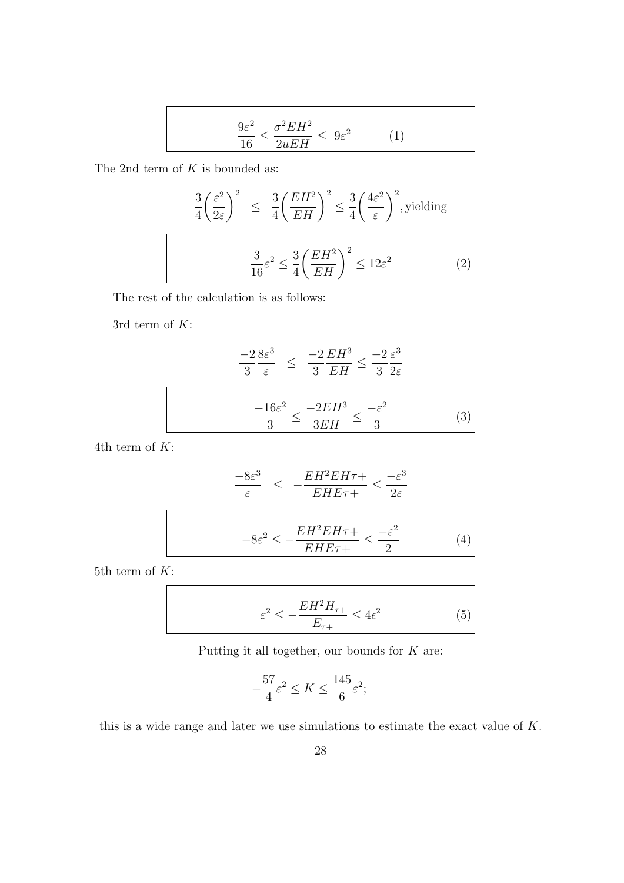$$\boxed{\frac{9\varepsilon^2}{16} \leq \frac{\sigma^2 EH^2}{2uEH} \leq \ 9\varepsilon^2 \qquad (1)}$$

The 2nd term of $K$ is bounded as:

$$\frac{3}{4}\left(\frac{\varepsilon^2}{2\varepsilon}\right)^2 \quad \leq \quad \frac{3}{4}\left(\frac{EH^2}{EH}\right)^2 \leq \frac{3}{4}\left(\frac{4\varepsilon^2}{\varepsilon}\right)^2, \text{yielding}$$

$$\boxed{\frac{3}{16}\varepsilon^2 \leq \frac{3}{4}\left(\frac{EH^2}{EH}\right)^2 \leq 12\varepsilon^2 \qquad (2)}$$

The rest of the calculation is as follows:

3rd term of $K$:

$$\frac{-2}{3}\frac{8\varepsilon^3}{\varepsilon} \quad \leq \quad \frac{-2}{3}\frac{EH^3}{EH} \leq \frac{-2}{3}\frac{\varepsilon^3}{2\varepsilon}$$

$$\boxed{\frac{-16\varepsilon^2}{3} \leq \frac{-2EH^3}{3EH} \leq \frac{-\varepsilon^2}{3} \qquad (3)}$$

4th term of $K$:

$$\frac{-8\varepsilon^3}{\varepsilon} \quad \leq \quad -\frac{EH^2EH\tau+}{EHE\tau+} \leq \frac{-\varepsilon^3}{2\varepsilon}$$

$$\boxed{-8\varepsilon^2 \leq -\frac{EH^2EH\tau+}{EHE\tau+} \leq \frac{-\varepsilon^2}{2} \qquad (4)}$$

5th term of $K$:

$$\boxed{\varepsilon^2 \leq -\frac{EH^2H_{\tau+}}{E_{\tau+}} \leq 4\epsilon^2 \qquad (5)}$$

Putting it all together, our bounds for $K$ are:

$$-\frac{57}{4}\varepsilon^2 \leq K \leq \frac{145}{6}\varepsilon^2;$$

this is a wide range and later we use simulations to estimate the exact value of $K$.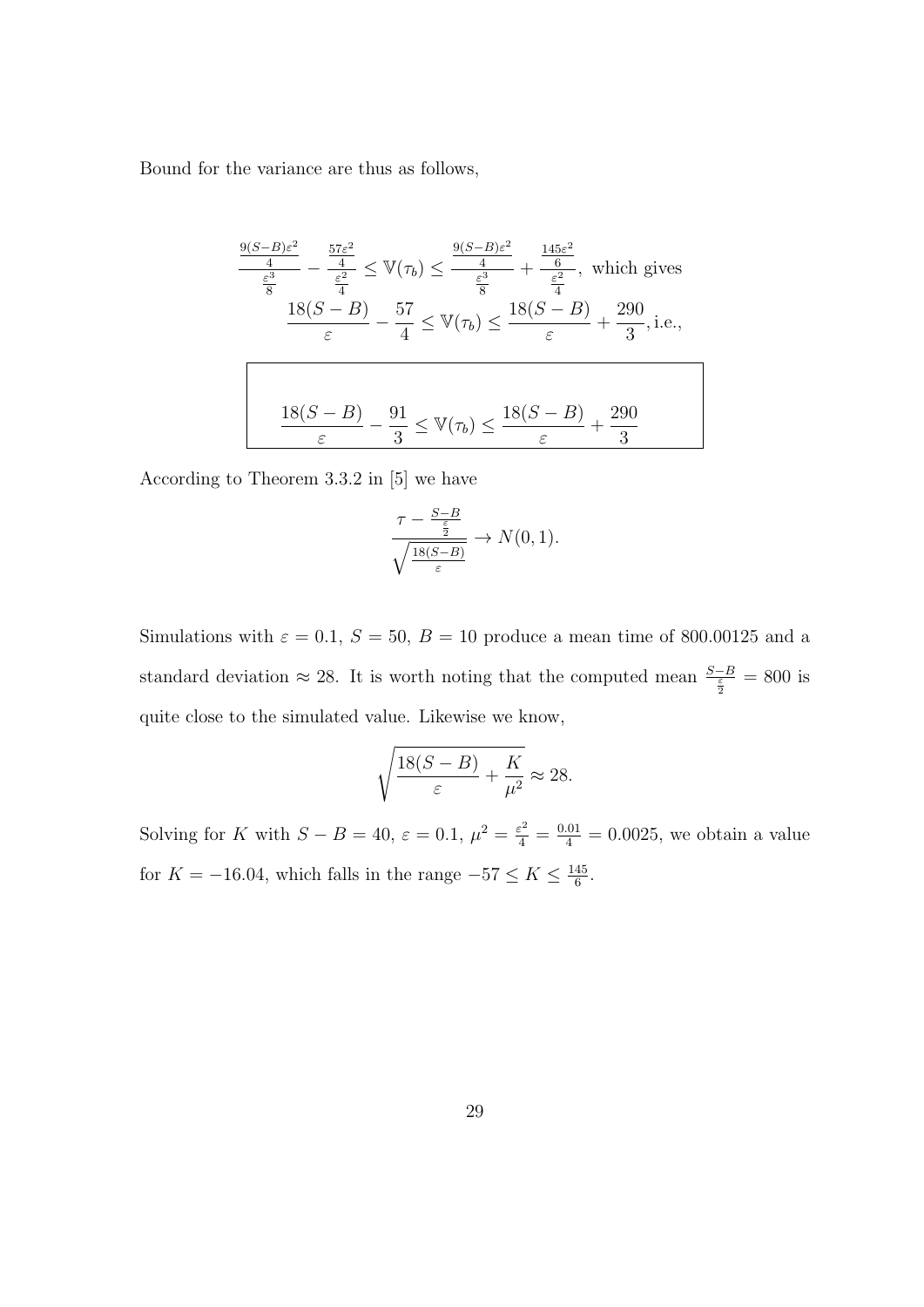Bound for the variance are thus as follows,

$$\frac{\frac{9(S-B)\varepsilon^2}{4}}{\frac{\varepsilon^3}{8}} - \frac{\frac{57\varepsilon^2}{4}}{\frac{\varepsilon^2}{4}} \leq \mathbb{V}(\tau_b) \leq \frac{\frac{9(S-B)\varepsilon^2}{4}}{\frac{\varepsilon^3}{8}} + \frac{\frac{145\varepsilon^2}{6}}{\frac{\varepsilon^2}{4}}, \text{ which gives}$$

$$\frac{18(S-B)}{\varepsilon} - \frac{57}{4} \leq \mathbb{V}(\tau_b) \leq \frac{18(S-B)}{\varepsilon} + \frac{290}{3}, \text{i.e.,}$$

$$\boxed{\frac{18(S-B)}{\varepsilon} - \frac{91}{3} \leq \mathbb{V}(\tau_b) \leq \frac{18(S-B)}{\varepsilon} + \frac{290}{3}}$$

According to Theorem 3.3.2 in [5] we have

$$\frac{\tau - \frac{S-B}{\frac{\varepsilon}{2}}}{\sqrt{\frac{18(S-B)}{\varepsilon}}} \to N(0,1).$$

Simulations with $\varepsilon = 0.1$, $S = 50$, $B = 10$ produce a mean time of 800.00125 and a standard deviation $\approx 28$. It is worth noting that the computed mean $\frac{S-B}{\frac{\varepsilon}{2}} = 800$ is quite close to the simulated value. Likewise we know,

$$\sqrt{\frac{18(S-B)}{\varepsilon} + \frac{K}{\mu^2}} \approx 28.$$

Solving for $K$ with $S - B = 40$, $\varepsilon = 0.1$, $\mu^2 = \frac{\varepsilon^2}{4} = \frac{0.01}{4} = 0.0025$, we obtain a value for $K = -16.04$, which falls in the range $-57 \leq K \leq \frac{145}{6}$.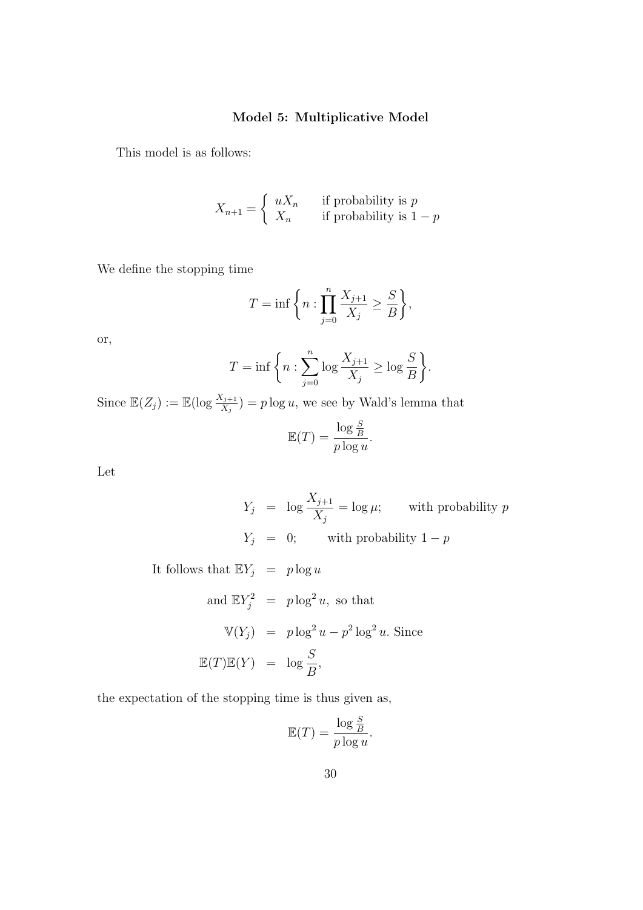**Model 5: Multiplicative Model**

This model is as follows:

$$X_{n+1} = \begin{cases} uX_n & \text{if probability is } p \\ X_n & \text{if probability is } 1-p \end{cases}$$

We define the stopping time

$$T = \inf\left\{ n : \prod_{j=0}^{n} \frac{X_{j+1}}{X_j} \geq \frac{S}{B} \right\},$$

or,

$$T = \inf\left\{ n : \sum_{j=0}^{n} \log \frac{X_{j+1}}{X_j} \geq \log \frac{S}{B} \right\}.$$

Since $\mathbb{E}(Z_j) := \mathbb{E}(\log \frac{X_{j+1}}{X_j}) = p \log u$, we see by Wald's lemma that

$$\mathbb{E}(T) = \frac{\log \frac{S}{B}}{p \log u}.$$

Let

$$\begin{aligned}
Y_j &= \log \frac{X_{j+1}}{X_j} = \log \mu; \qquad \text{with probability } p \\
Y_j &= 0; \qquad \text{with probability } 1-p \\
\text{It follows that } \mathbb{E}Y_j &= p \log u \\
\text{and } \mathbb{E}Y_j^2 &= p \log^2 u, \text{ so that} \\
\mathbb{V}(Y_j) &= p \log^2 u - p^2 \log^2 u. \text{ Since} \\
\mathbb{E}(T)\mathbb{E}(Y) &= \log \frac{S}{B},
\end{aligned}$$

the expectation of the stopping time is thus given as,

$$\mathbb{E}(T) = \frac{\log \frac{S}{B}}{p \log u}.$$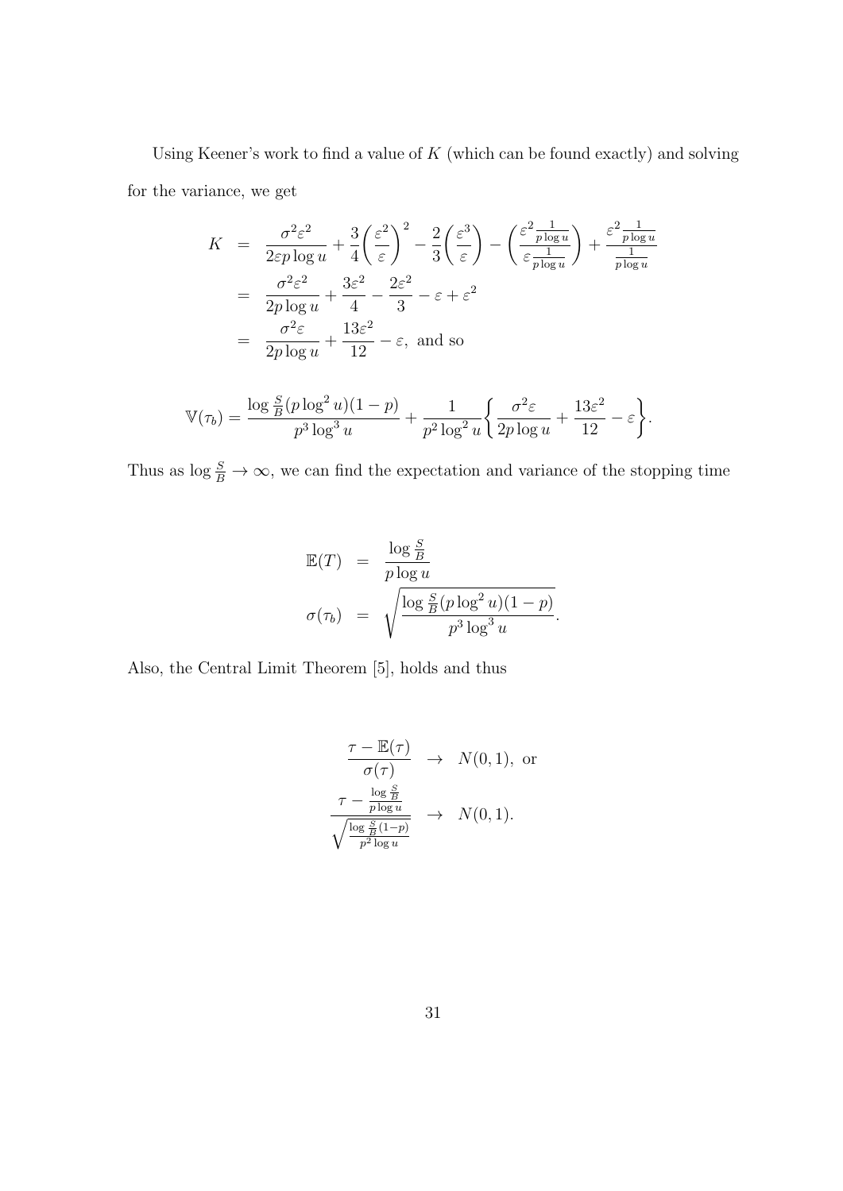Using Keener's work to find a value of $K$ (which can be found exactly) and solving for the variance, we get

$$
\begin{aligned}
K &= \frac{\sigma^2\varepsilon^2}{2\varepsilon p \log u} + \frac{3}{4}\left(\frac{\varepsilon^2}{\varepsilon}\right)^2 - \frac{2}{3}\left(\frac{\varepsilon^3}{\varepsilon}\right) - \left(\frac{\varepsilon^2 \frac{1}{p\log u}}{\varepsilon \frac{1}{p\log u}}\right) + \frac{\varepsilon^2 \frac{1}{p\log u}}{\frac{1}{p\log u}} \\
&= \frac{\sigma^2\varepsilon^2}{2p\log u} + \frac{3\varepsilon^2}{4} - \frac{2\varepsilon^2}{3} - \varepsilon + \varepsilon^2 \\
&= \frac{\sigma^2\varepsilon}{2p\log u} + \frac{13\varepsilon^2}{12} - \varepsilon, \text{ and so}
\end{aligned}
$$

$$
\mathbb{V}(\tau_b) = \frac{\log \frac{S}{B}(p\log^2 u)(1-p)}{p^3 \log^3 u} + \frac{1}{p^2\log^2 u}\left\{\frac{\sigma^2\varepsilon}{2p\log u} + \frac{13\varepsilon^2}{12} - \varepsilon\right\}.
$$

Thus as $\log \frac{S}{B} \to \infty$, we can find the expectation and variance of the stopping time

$$
\begin{aligned}
\mathbb{E}(T) &= \frac{\log \frac{S}{B}}{p\log u} \\
\sigma(\tau_b) &= \sqrt{\frac{\log \frac{S}{B}(p\log^2 u)(1-p)}{p^3\log^3 u}}.
\end{aligned}
$$

Also, the Central Limit Theorem [5], holds and thus

$$
\begin{aligned}
\frac{\tau - \mathbb{E}(\tau)}{\sigma(\tau)} &\to N(0,1), \text{ or} \\
\frac{\tau - \frac{\log \frac{S}{B}}{p\log u}}{\sqrt{\frac{\log \frac{S}{B}(1-p)}{p^2\log u}}} &\to N(0,1).
\end{aligned}
$$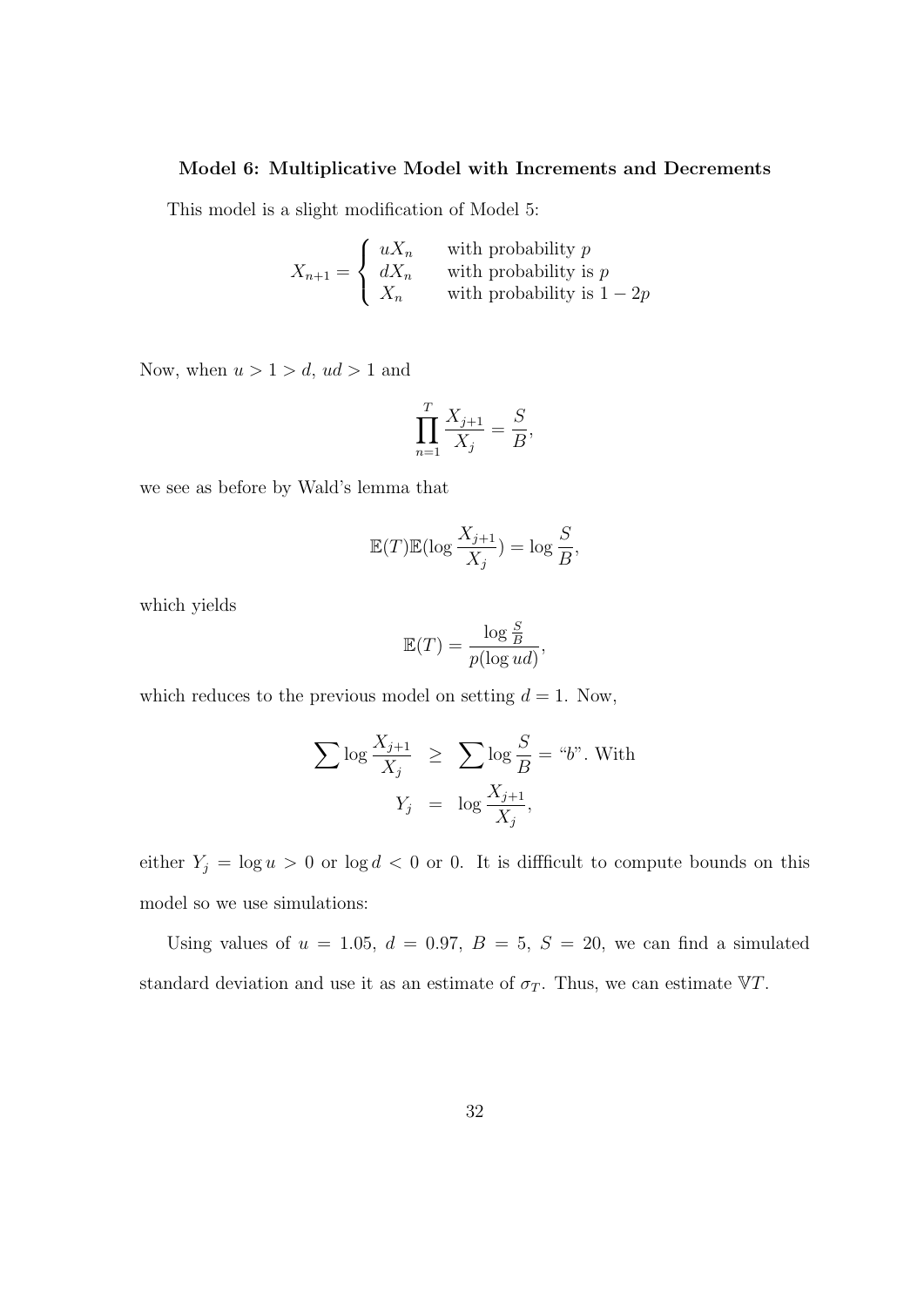**Model 6: Multiplicative Model with Increments and Decrements**

This model is a slight modification of Model 5:

$$X_{n+1} = \begin{cases} uX_n & \text{with probability } p \\ dX_n & \text{with probability is } p \\ X_n & \text{with probability is } 1-2p \end{cases}$$

Now, when $u > 1 > d$, $ud > 1$ and

$$\prod_{n=1}^{T} \frac{X_{j+1}}{X_j} = \frac{S}{B},$$

we see as before by Wald's lemma that

$$\mathbb{E}(T)\mathbb{E}(\log \frac{X_{j+1}}{X_j}) = \log \frac{S}{B},$$

which yields

$$\mathbb{E}(T) = \frac{\log \frac{S}{B}}{p(\log ud)},$$

which reduces to the previous model on setting $d = 1$. Now,

$$\begin{aligned} \sum \log \frac{X_{j+1}}{X_j} &\geq \sum \log \frac{S}{B} = \text{“}b\text{”. With} \\ Y_j &= \log \frac{X_{j+1}}{X_j}, \end{aligned}$$

either $Y_j = \log u > 0$ or $\log d < 0$ or 0. It is diffficult to compute bounds on this model so we use simulations:

Using values of $u = 1.05$, $d = 0.97$, $B = 5$, $S = 20$, we can find a simulated standard deviation and use it as an estimate of $\sigma_T$. Thus, we can estimate $\mathbb{V}T$.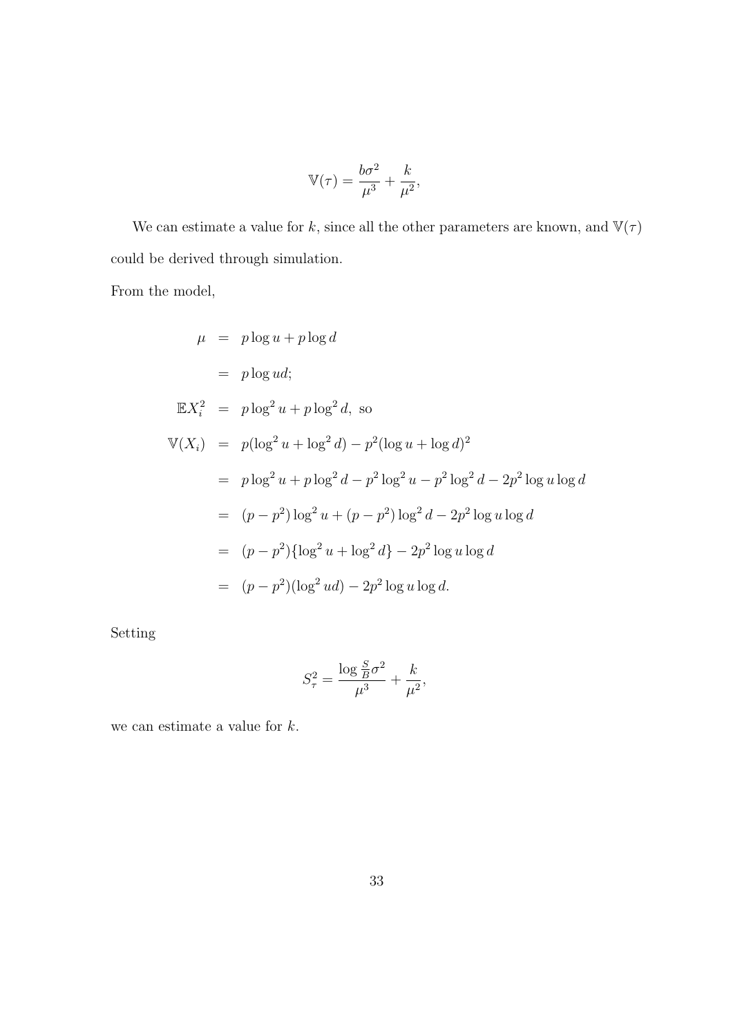$$\mathbb{V}(\tau) = \frac{b\sigma^2}{\mu^3} + \frac{k}{\mu^2},$$

We can estimate a value for $k$, since all the other parameters are known, and $\mathbb{V}(\tau)$ could be derived through simulation.

From the model,

$$\begin{aligned}
\mu &= p \log u + p \log d \\
&= p \log ud; \\
\mathbb{E}X_i^2 &= p \log^2 u + p \log^2 d, \text{ so} \\
\mathbb{V}(X_i) &= p(\log^2 u + \log^2 d) - p^2(\log u + \log d)^2 \\
&= p \log^2 u + p \log^2 d - p^2 \log^2 u - p^2 \log^2 d - 2p^2 \log u \log d \\
&= (p - p^2) \log^2 u + (p - p^2) \log^2 d - 2p^2 \log u \log d \\
&= (p - p^2)\{\log^2 u + \log^2 d\} - 2p^2 \log u \log d \\
&= (p - p^2)(\log^2 ud) - 2p^2 \log u \log d.
\end{aligned}$$

Setting

$$S_\tau^2 = \frac{\log \frac{S}{B} \sigma^2}{\mu^3} + \frac{k}{\mu^2},$$

we can estimate a value for $k$.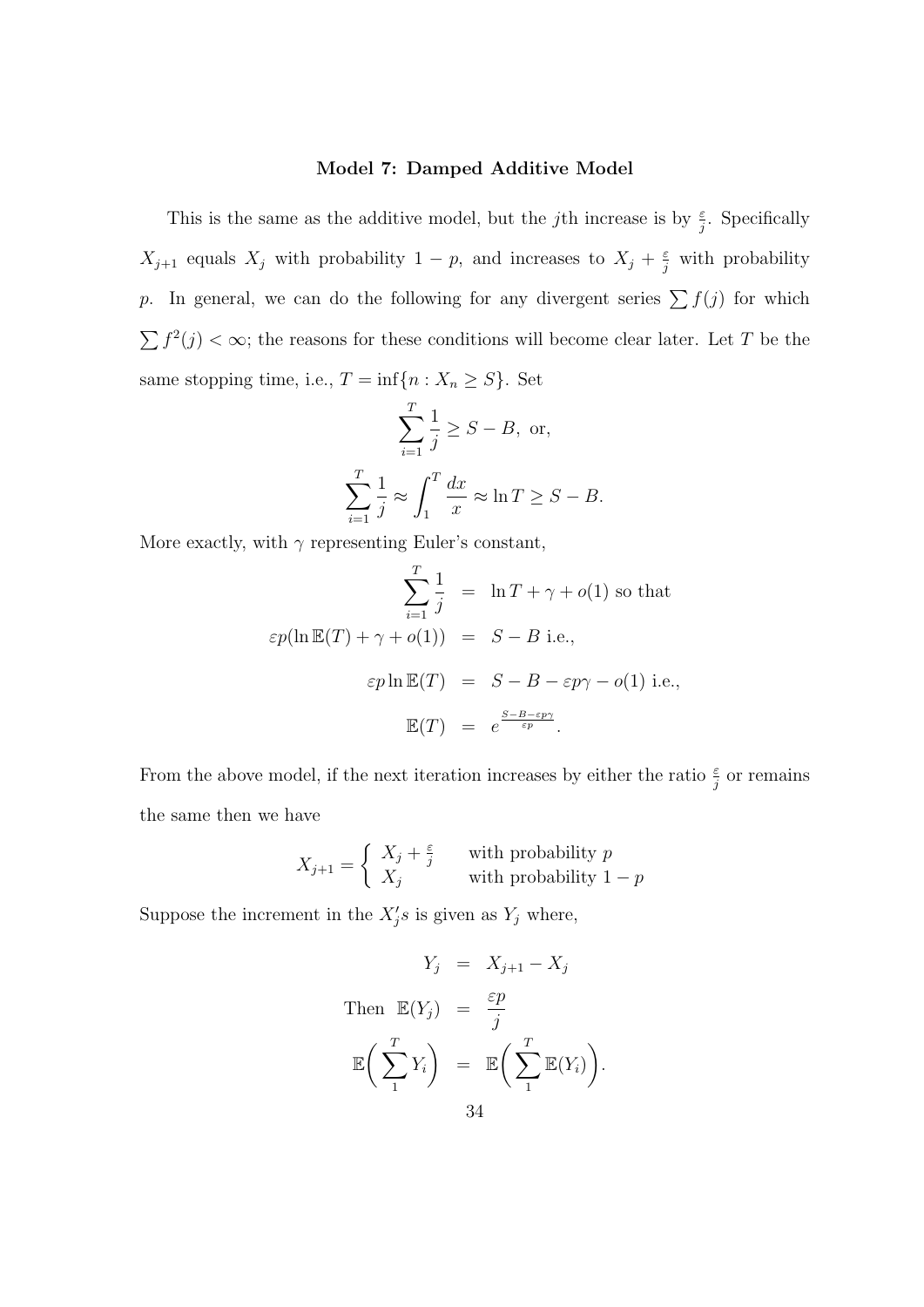### Model 7: Damped Additive Model

This is the same as the additive model, but the $j$th increase is by $\frac{\varepsilon}{j}$. Specifically $X_{j+1}$ equals $X_j$ with probability $1-p$, and increases to $X_j + \frac{\varepsilon}{j}$ with probability $p$. In general, we can do the following for any divergent series $\sum f(j)$ for which $\sum f^2(j) < \infty$; the reasons for these conditions will become clear later. Let $T$ be the same stopping time, i.e., $T = \inf\{n : X_n \geq S\}$. Set

$$\sum_{i=1}^{T} \frac{1}{j} \geq S - B, \text{ or,}$$

$$\sum_{i=1}^{T} \frac{1}{j} \approx \int_1^T \frac{dx}{x} \approx \ln T \geq S - B.$$

More exactly, with $\gamma$ representing Euler's constant,

$$\begin{aligned}
\sum_{i=1}^{T} \frac{1}{j} &= \ln T + \gamma + o(1) \text{ so that} \\
\varepsilon p(\ln \mathbb{E}(T) + \gamma + o(1)) &= S - B \text{ i.e.,} \\
\varepsilon p \ln \mathbb{E}(T) &= S - B - \varepsilon p \gamma - o(1) \text{ i.e.,} \\
\mathbb{E}(T) &= e^{\frac{S - B - \varepsilon p \gamma}{\varepsilon p}}.
\end{aligned}$$

From the above model, if the next iteration increases by either the ratio $\frac{\varepsilon}{j}$ or remains the same then we have

$$X_{j+1} = \begin{cases} X_j + \frac{\varepsilon}{j} & \text{with probability } p \\ X_j & \text{with probability } 1-p \end{cases}$$

Suppose the increment in the $X_j's$ is given as $Y_j$ where,

$$\begin{aligned}
Y_j &= X_{j+1} - X_j \\
\text{Then } \mathbb{E}(Y_j) &= \frac{\varepsilon p}{j} \\
\mathbb{E}\bigg(\sum_1^T Y_i\bigg) &= \mathbb{E}\bigg(\sum_1^T \mathbb{E}(Y_i)\bigg).
\end{aligned}$$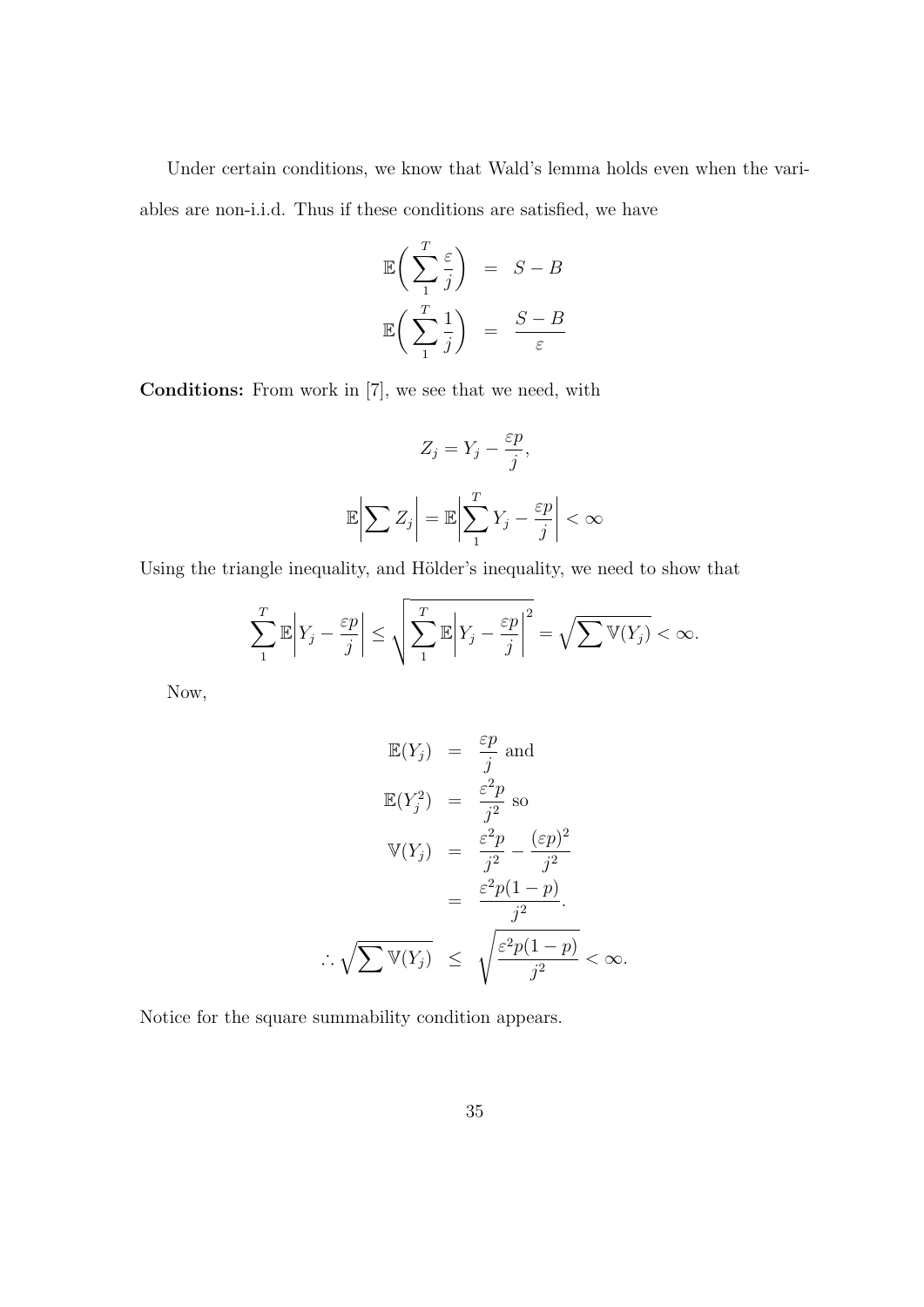Under certain conditions, we know that Wald's lemma holds even when the variables are non-i.i.d. Thus if these conditions are satisfied, we have

$$
\begin{aligned}
\mathbb{E}\bigg( \sum_1^T \frac{\varepsilon}{j} \bigg) &= S - B \\
\mathbb{E}\bigg( \sum_1^T \frac{1}{j} \bigg) &= \frac{S - B}{\varepsilon}
\end{aligned}
$$

**Conditions:** From work in [7], we see that we need, with

$$
Z_j = Y_j - \frac{\varepsilon p}{j},
$$

$$
\mathbb{E}\bigg| \sum Z_j \bigg| = \mathbb{E}\bigg| \sum_1^T Y_j - \frac{\varepsilon p}{j} \bigg| < \infty
$$

Using the triangle inequality, and Hölder's inequality, we need to show that

$$
\sum_1^T \mathbb{E}\bigg| Y_j - \frac{\varepsilon p}{j} \bigg| \leq \sqrt{\sum_1^T \mathbb{E}\bigg| Y_j - \frac{\varepsilon p}{j} \bigg|^2} = \sqrt{\sum \mathbb{V}(Y_j)} < \infty.
$$

Now,

$$
\begin{aligned}
\mathbb{E}(Y_j) &= \frac{\varepsilon p}{j} \text{ and} \\
\mathbb{E}(Y_j^2) &= \frac{\varepsilon^2 p}{j^2} \text{ so} \\
\mathbb{V}(Y_j) &= \frac{\varepsilon^2 p}{j^2} - \frac{(\varepsilon p)^2}{j^2} \\
&= \frac{\varepsilon^2 p(1-p)}{j^2}. \\
\therefore \sqrt{\sum \mathbb{V}(Y_j)} &\leq \sqrt{\frac{\varepsilon^2 p(1-p)}{j^2}} < \infty.
\end{aligned}
$$

Notice for the square summability condition appears.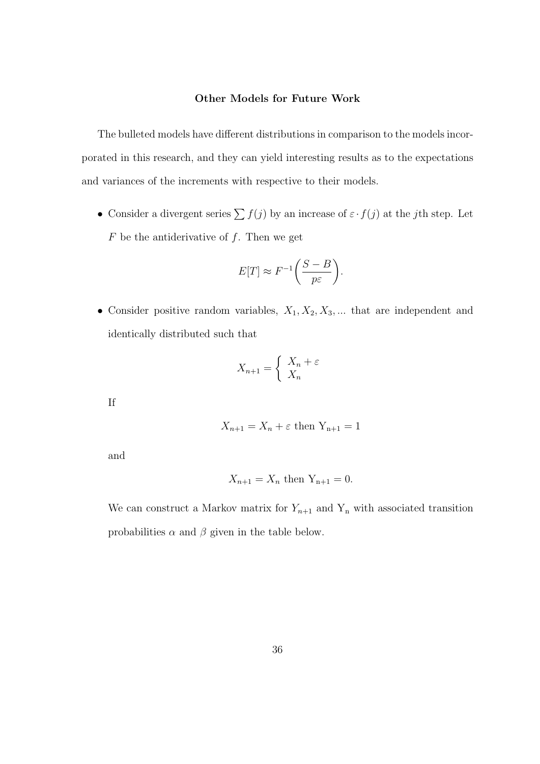### Other Models for Future Work

The bulleted models have different distributions in comparison to the models incorporated in this research, and they can yield interesting results as to the expectations and variances of the increments with respective to their models.

- Consider a divergent series $\sum f(j)$ by an increase of $\varepsilon \cdot f(j)$ at the $j$th step. Let $F$ be the antiderivative of $f$. Then we get

$$E[T] \approx F^{-1}\left(\frac{S - B}{p\varepsilon}\right).$$

- Consider positive random variables, $X_1, X_2, X_3, ...$ that are independent and identically distributed such that

$$X_{n+1} = \begin{cases} X_n + \varepsilon \\ X_n \end{cases}$$

  If

$$X_{n+1} = X_n + \varepsilon \text{ then } \mathrm{Y_{n+1}} = 1$$

  and

$$X_{n+1} = X_n \text{ then } \mathrm{Y_{n+1}} = 0.$$

  We can construct a Markov matrix for $Y_{n+1}$ and $\mathrm{Y_n}$ with associated transition probabilities $\alpha$ and $\beta$ given in the table below.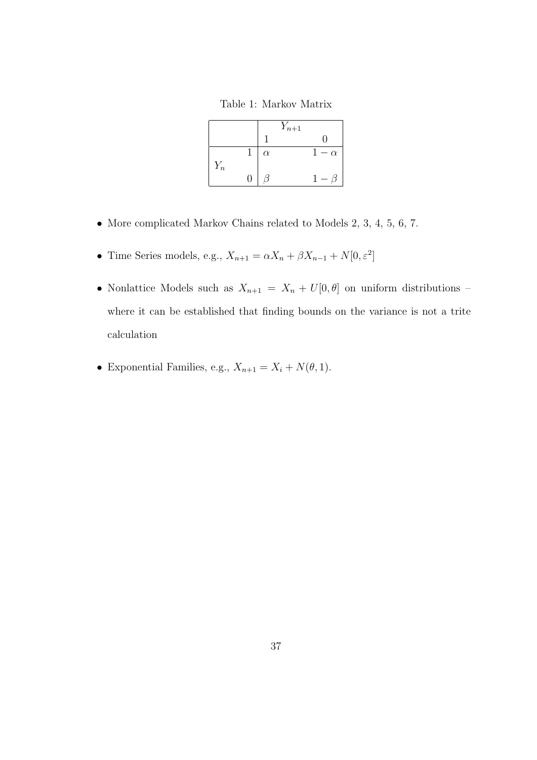Table 1: Markov Matrix

| | | $Y_{n+1}$ | |
|---|---|---|---|
| | | 1 | 0 |
| $Y_n$ | 1 | $\alpha$ | $1-\alpha$ |
| | 0 | $\beta$ | $1-\beta$ |

- More complicated Markov Chains related to Models 2, 3, 4, 5, 6, 7.
- Time Series models, e.g., $X_{n+1} = \alpha X_n + \beta X_{n-1} + N[0, \varepsilon^2]$
- Nonlattice Models such as $X_{n+1} = X_n + U[0, \theta]$ on uniform distributions – where it can be established that finding bounds on the variance is not a trite calculation
- Exponential Families, e.g., $X_{n+1} = X_i + N(\theta, 1)$.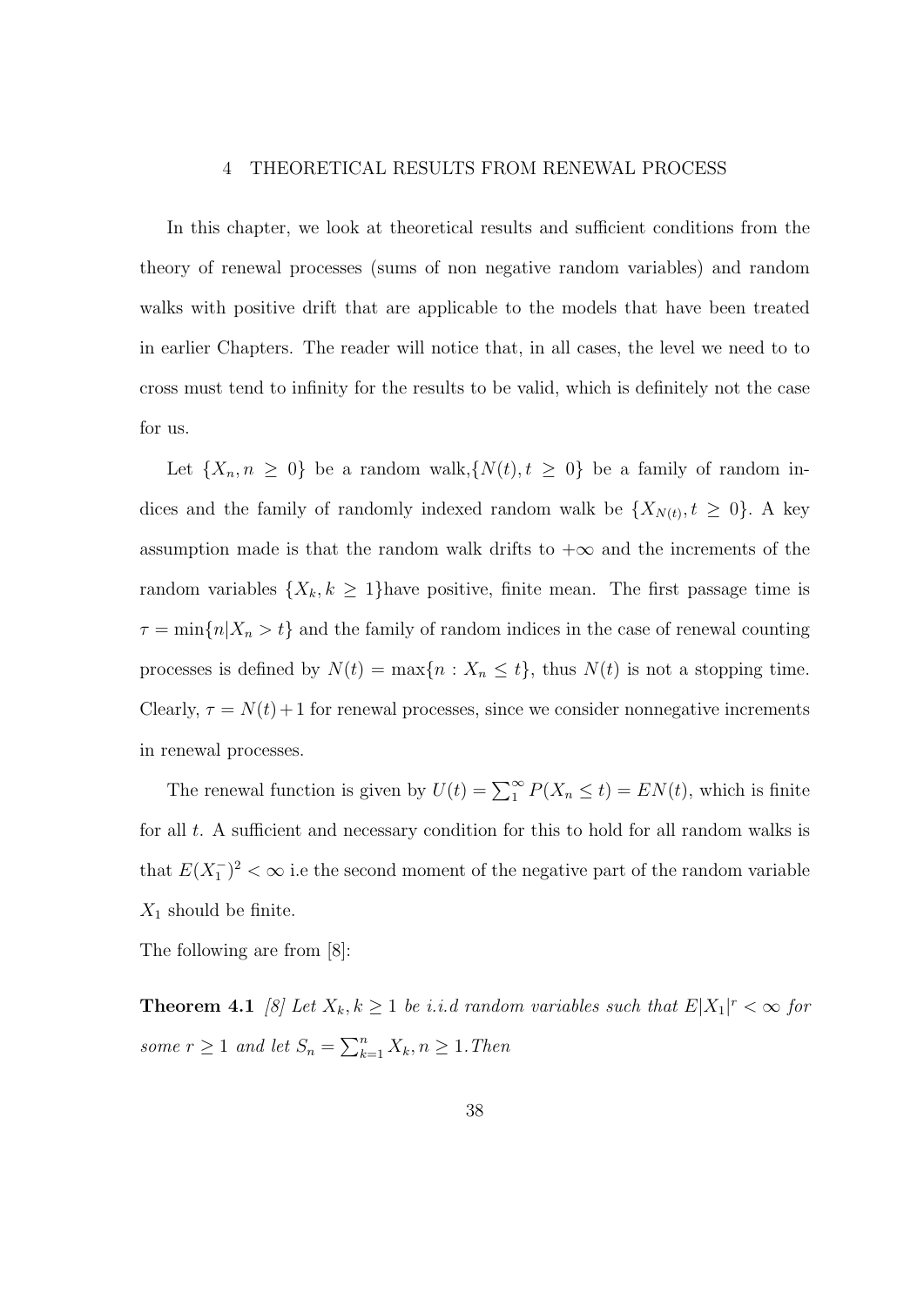# 4 THEORETICAL RESULTS FROM RENEWAL PROCESS

In this chapter, we look at theoretical results and sufficient conditions from the theory of renewal processes (sums of non negative random variables) and random walks with positive drift that are applicable to the models that have been treated in earlier Chapters. The reader will notice that, in all cases, the level we need to to cross must tend to infinity for the results to be valid, which is definitely not the case for us.

Let $\{X_n, n \geq 0\}$ be a random walk,$\{N(t), t \geq 0\}$ be a family of random indices and the family of randomly indexed random walk be $\{X_{N(t)}, t \geq 0\}$. A key assumption made is that the random walk drifts to $+\infty$ and the increments of the random variables $\{X_k, k \geq 1\}$have positive, finite mean. The first passage time is $\tau = \min\{n | X_n > t\}$ and the family of random indices in the case of renewal counting processes is defined by $N(t) = \max\{n : X_n \leq t\}$, thus $N(t)$ is not a stopping time. Clearly, $\tau = N(t) + 1$ for renewal processes, since we consider nonnegative increments in renewal processes.

The renewal function is given by $U(t) = \sum_1^\infty P(X_n \leq t) = EN(t)$, which is finite for all $t$. A sufficient and necessary condition for this to hold for all random walks is that $E(X_1^-)^2 < \infty$ i.e the second moment of the negative part of the random variable $X_1$ should be finite.

The following are from [8]:

**Theorem 4.1** *[8] Let $X_k, k \geq 1$ be i.i.d random variables such that $E|X_1|^r < \infty$ for some $r \geq 1$ and let $S_n = \sum_{k=1}^n X_k, n \geq 1$. Then*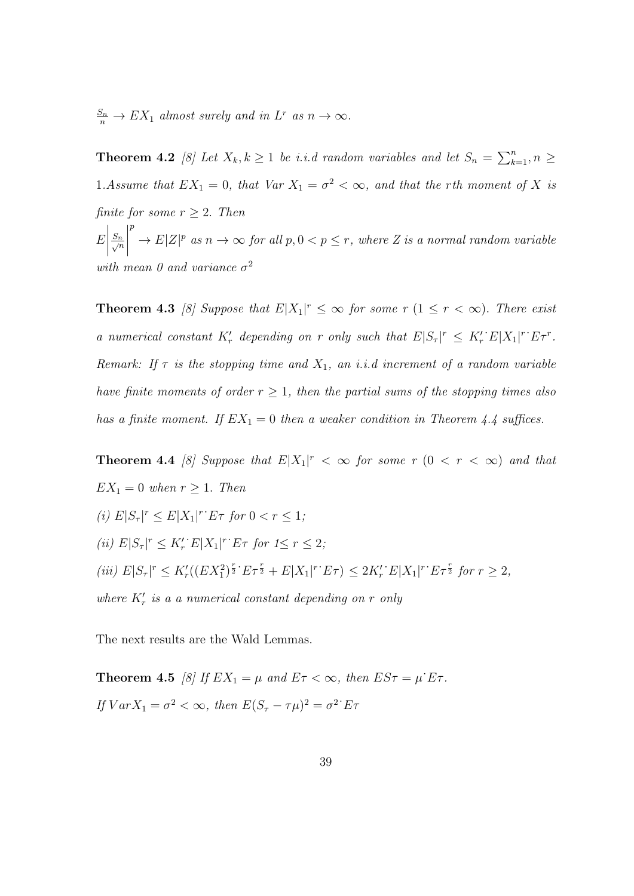*$\frac{S_n}{n} \to EX_1$ almost surely and in $L^r$ as $n \to \infty$.*

**Theorem 4.2** *[8] Let $X_k, k \geq 1$ be i.i.d random variables and let $S_n = \sum_{k=1}^{n}, n \geq 1$. Assume that $EX_1 = 0$, that Var $X_1 = \sigma^2 < \infty$, and that the $r$th moment of $X$ is finite for some $r \geq 2$. Then*
*$E\left|\frac{S_n}{\sqrt{n}}\right|^p \to E|Z|^p$ as $n \to \infty$ for all $p, 0 < p \leq r$, where $Z$ is a normal random variable with mean 0 and variance $\sigma^2$*

**Theorem 4.3** *[8] Suppose that $E|X_1|^r \leq \infty$ for some $r$ $(1 \leq r < \infty)$. There exist a numerical constant $K'_r$ depending on $r$ only such that $E|S_\tau|^r \leq K'_r \dot{} E|X_1|^r \dot{} E\tau^r$.*
*Remark: If $\tau$ is the stopping time and $X_1$, an i.i.d increment of a random variable have finite moments of order $r \geq 1$, then the partial sums of the stopping times also has a finite moment. If $EX_1 = 0$ then a weaker condition in Theorem 4.4 suffices.*

**Theorem 4.4** *[8] Suppose that $E|X_1|^r < \infty$ for some $r$ $(0 < r < \infty)$ and that $EX_1 = 0$ when $r \geq 1$. Then*

*(i) $E|S_\tau|^r \leq E|X_1|^r \dot{} E\tau$ for $0 < r \leq 1$;*

*(ii) $E|S_\tau|^r \leq K'_r \dot{} E|X_1|^r \dot{} E\tau$ for $1 \leq r \leq 2$;*

*(iii) $E|S_\tau|^r \leq K'_r((EX_1^2)^{\frac{r}{2}} \dot{} E\tau^{\frac{r}{2}} + E|X_1|^r \dot{} E\tau) \leq 2K'_r \dot{} E|X_1|^r \dot{} E\tau^{\frac{r}{2}}$ for $r \geq 2$,*

*where $K'_r$ is a a numerical constant depending on $r$ only*

The next results are the Wald Lemmas.

**Theorem 4.5** *[8] If $EX_1 = \mu$ and $E\tau < \infty$, then $ES\tau = \mu \dot{} E\tau$.*
*If $VarX_1 = \sigma^2 < \infty$, then $E(S_\tau - \tau\mu)^2 = \sigma^2 \dot{} E\tau$*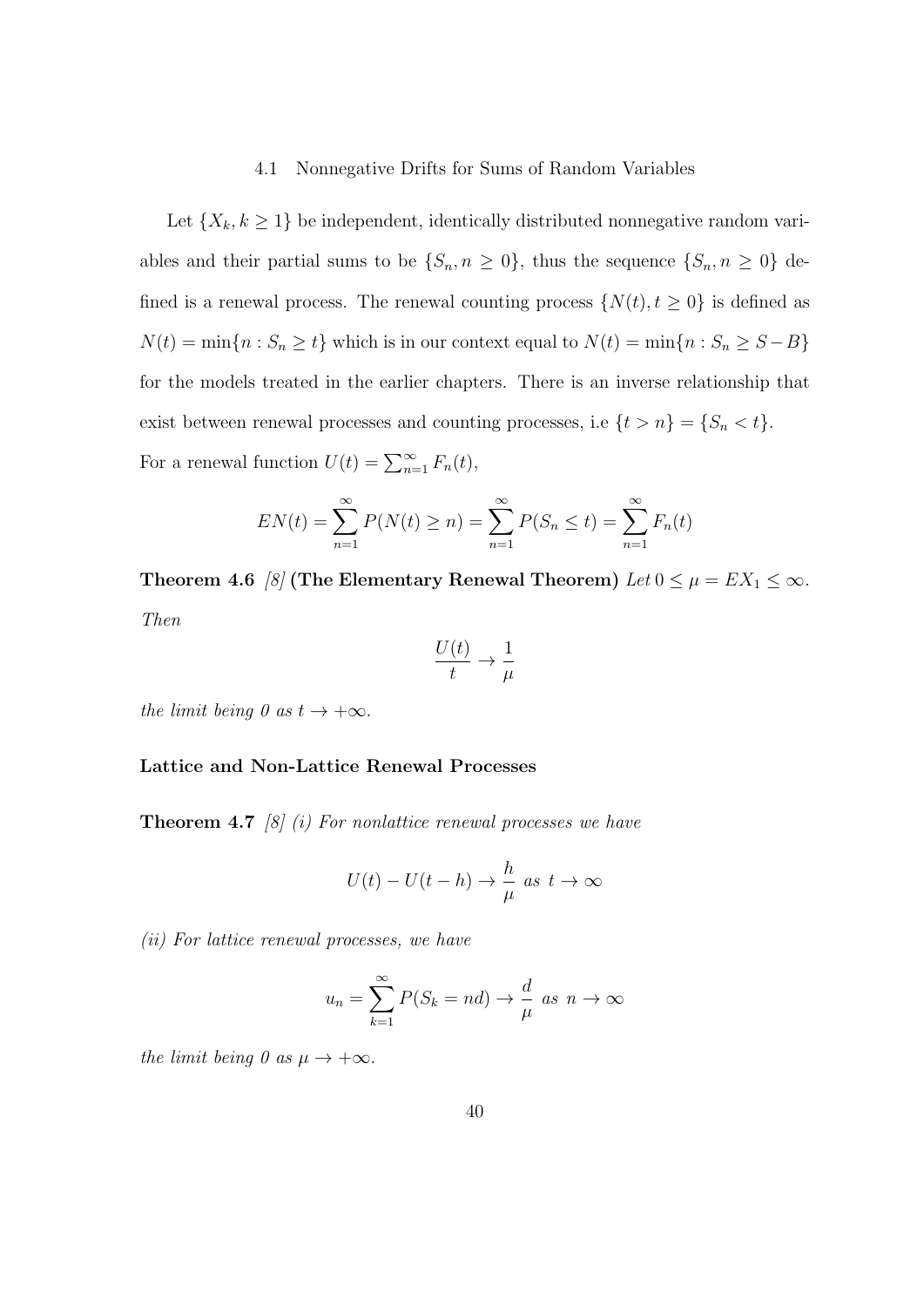### 4.1 Nonnegative Drifts for Sums of Random Variables

Let $\{X_k, k \geq 1\}$ be independent, identically distributed nonnegative random variables and their partial sums to be $\{S_n, n \geq 0\}$, thus the sequence $\{S_n, n \geq 0\}$ defined is a renewal process. The renewal counting process $\{N(t), t \geq 0\}$ is defined as $N(t) = \min\{n : S_n \geq t\}$ which is in our context equal to $N(t) = \min\{n : S_n \geq S - B\}$ for the models treated in the earlier chapters. There is an inverse relationship that exist between renewal processes and counting processes, i.e $\{t > n\} = \{S_n < t\}$.

For a renewal function $U(t) = \sum_{n=1}^{\infty} F_n(t)$,

$$EN(t) = \sum_{n=1}^{\infty} P(N(t) \geq n) = \sum_{n=1}^{\infty} P(S_n \leq t) = \sum_{n=1}^{\infty} F_n(t)$$

**Theorem 4.6** *[8]* **(The Elementary Renewal Theorem)** *Let $0 \leq \mu = EX_1 \leq \infty$. Then*

$$\frac{U(t)}{t} \to \frac{1}{\mu}$$

*the limit being 0 as $t \to +\infty$.*

**Lattice and Non-Lattice Renewal Processes**

**Theorem 4.7** *[8] (i) For nonlattice renewal processes we have*

$$U(t) - U(t-h) \to \frac{h}{\mu} \text{ as } t \to \infty$$

*(ii) For lattice renewal processes, we have*

$$u_n = \sum_{k=1}^{\infty} P(S_k = nd) \to \frac{d}{\mu} \text{ as } n \to \infty$$

*the limit being 0 as $\mu \to +\infty$.*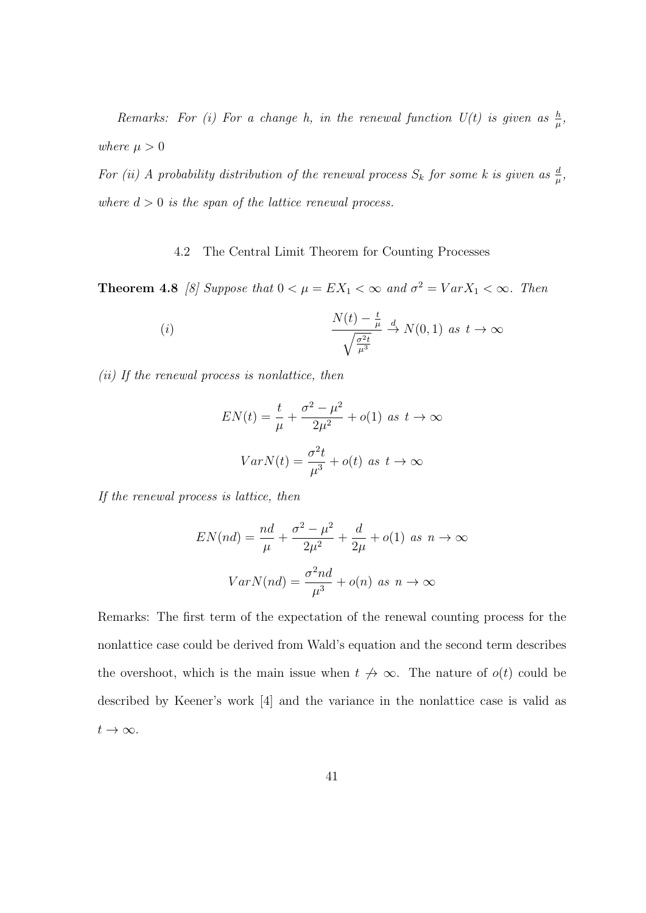*Remarks: For (i) For a change h, in the renewal function U(t) is given as $\frac{h}{\mu}$, where $\mu > 0$*

*For (ii) A probability distribution of the renewal process $S_k$ for some k is given as $\frac{d}{\mu}$, where $d > 0$ is the span of the lattice renewal process.*

### 4.2 The Central Limit Theorem for Counting Processes

**Theorem 4.8** *[8] Suppose that $0 < \mu = EX_1 < \infty$ and $\sigma^2 = VarX_1 < \infty$. Then*

$$(i) \qquad \frac{N(t) - \frac{t}{\mu}}{\sqrt{\frac{\sigma^2 t}{\mu^3}}} \xrightarrow{d} N(0,1) \text{ as } t \to \infty$$

*(ii) If the renewal process is nonlattice, then*

$$EN(t) = \frac{t}{\mu} + \frac{\sigma^2 - \mu^2}{2\mu^2} + o(1) \text{ as } t \to \infty$$

$$VarN(t) = \frac{\sigma^2 t}{\mu^3} + o(t) \text{ as } t \to \infty$$

*If the renewal process is lattice, then*

$$EN(nd) = \frac{nd}{\mu} + \frac{\sigma^2 - \mu^2}{2\mu^2} + \frac{d}{2\mu} + o(1) \text{ as } n \to \infty$$

$$VarN(nd) = \frac{\sigma^2 nd}{\mu^3} + o(n) \text{ as } n \to \infty$$

Remarks: The first term of the expectation of the renewal counting process for the nonlattice case could be derived from Wald's equation and the second term describes the overshoot, which is the main issue when $t \nrightarrow \infty$. The nature of $o(t)$ could be described by Keener's work [4] and the variance in the nonlattice case is valid as $t \to \infty$.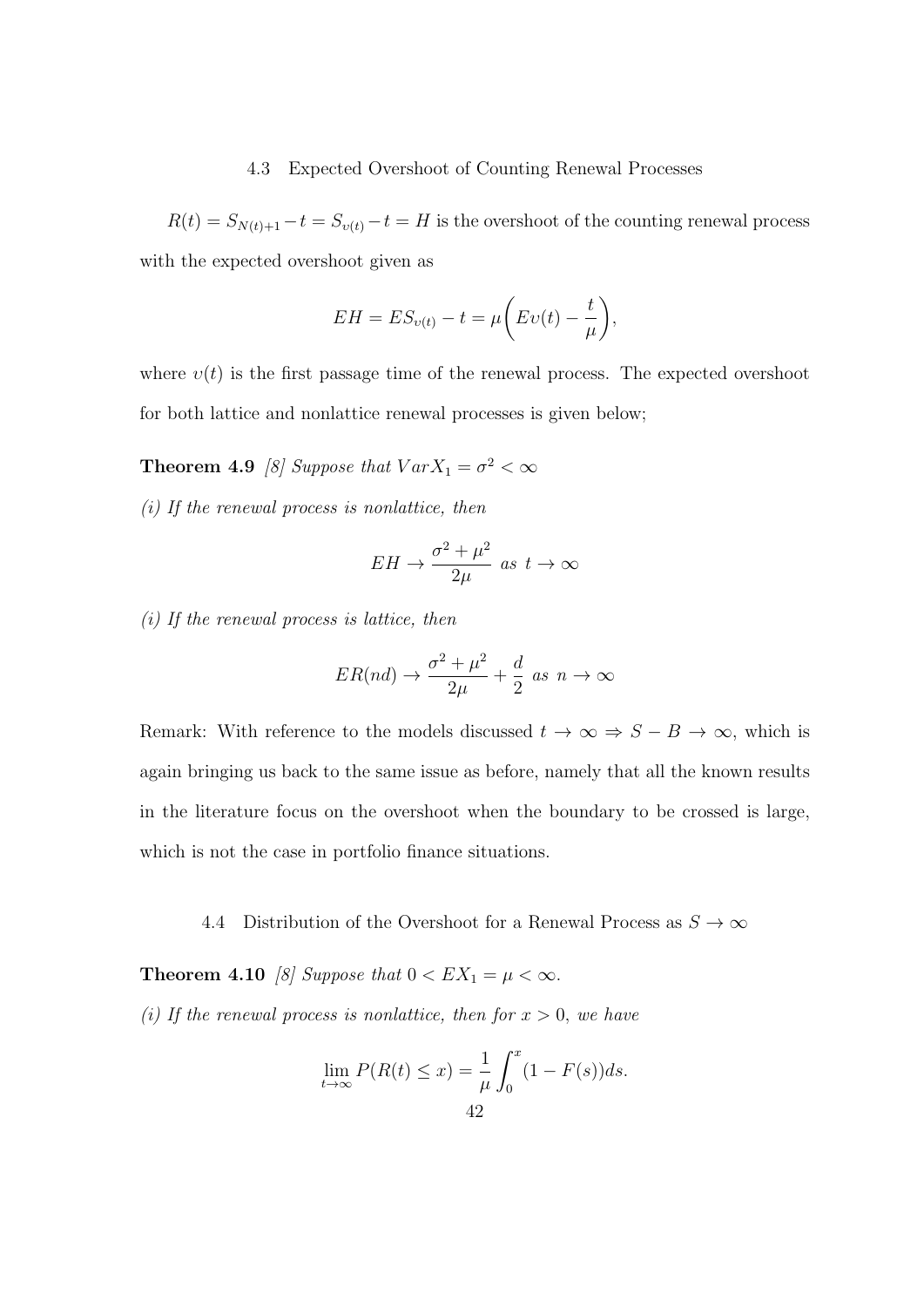### 4.3 Expected Overshoot of Counting Renewal Processes

$R(t) = S_{N(t)+1} - t = S_{\upsilon(t)} - t = H$ is the overshoot of the counting renewal process with the expected overshoot given as

$$EH = ES_{\upsilon(t)} - t = \mu\left(E\upsilon(t) - \frac{t}{\mu}\right),$$

where $\upsilon(t)$ is the first passage time of the renewal process. The expected overshoot for both lattice and nonlattice renewal processes is given below;

**Theorem 4.9** *[8] Suppose that $VarX_1 = \sigma^2 < \infty$*

*(i) If the renewal process is nonlattice, then*

$$EH \to \frac{\sigma^2 + \mu^2}{2\mu} \text{ as } t \to \infty$$

*(i) If the renewal process is lattice, then*

$$ER(nd) \to \frac{\sigma^2 + \mu^2}{2\mu} + \frac{d}{2} \text{ as } n \to \infty$$

Remark: With reference to the models discussed $t \to \infty \Rightarrow S - B \to \infty$, which is again bringing us back to the same issue as before, namely that all the known results in the literature focus on the overshoot when the boundary to be crossed is large, which is not the case in portfolio finance situations.

### 4.4 Distribution of the Overshoot for a Renewal Process as $S \to \infty$

**Theorem 4.10** *[8] Suppose that $0 < EX_1 = \mu < \infty$.*

*(i) If the renewal process is nonlattice, then for $x > 0$, we have*

$$\lim_{t\to\infty} P(R(t) \le x) = \frac{1}{\mu}\int_0^x (1 - F(s))ds.$$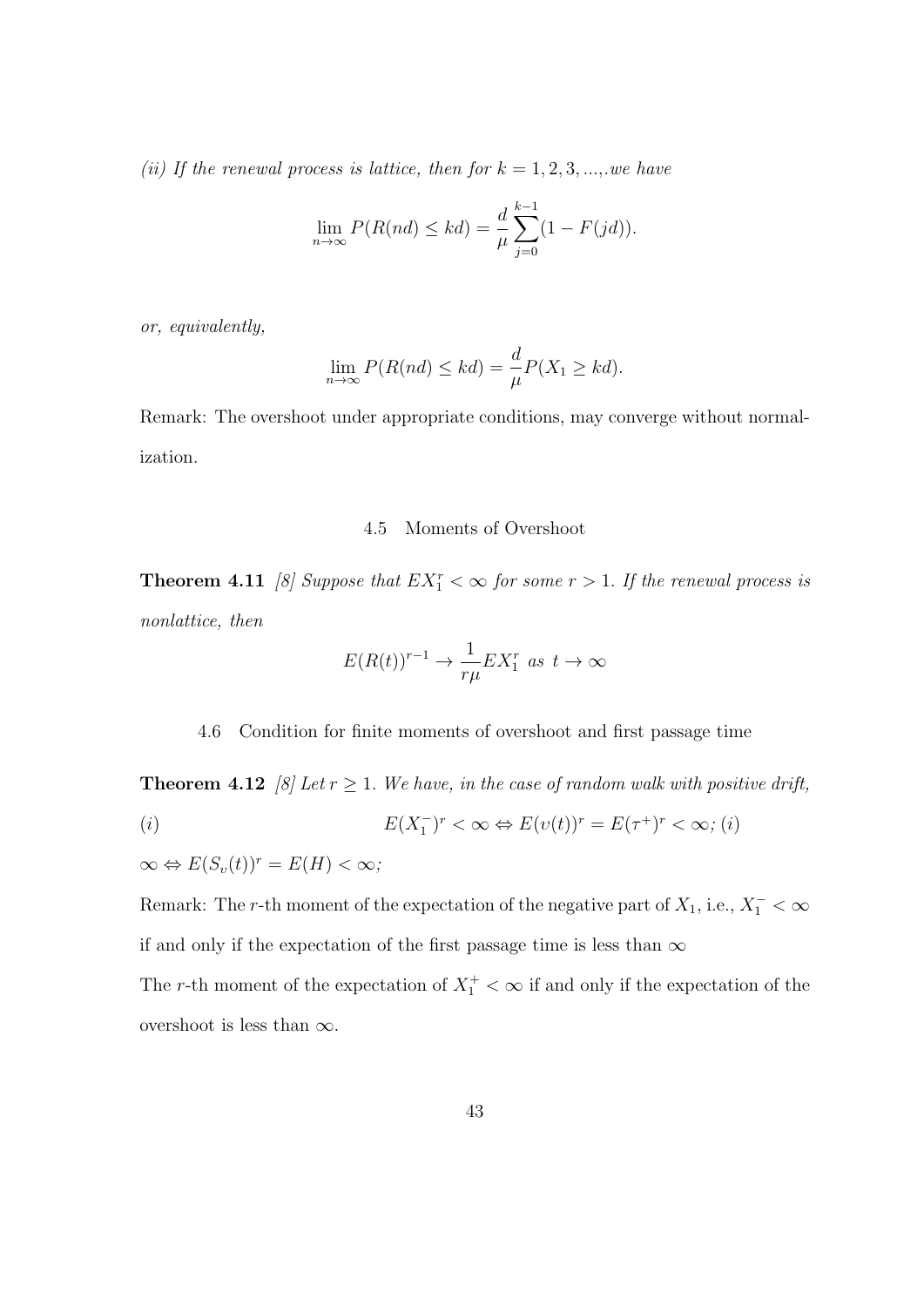*(ii) If the renewal process is lattice, then for $k = 1, 2, 3, ...,$.we have*

$$\lim_{n\to\infty} P(R(nd) \le kd) = \frac{d}{\mu}\sum_{j=0}^{k-1}(1 - F(jd)).$$

*or, equivalently,*

$$\lim_{n\to\infty} P(R(nd) \le kd) = \frac{d}{\mu}P(X_1 \ge kd).$$

Remark: The overshoot under appropriate conditions, may converge without normalization.

## 4.5 Moments of Overshoot

**Theorem 4.11** *[8] Suppose that $EX_1^r < \infty$ for some $r > 1$. If the renewal process is nonlattice, then*

$$E(R(t))^{r-1} \to \frac{1}{r\mu}EX_1^r \ \text{as} \ t \to \infty$$

## 4.6 Condition for finite moments of overshoot and first passage time

**Theorem 4.12** *[8] Let $r \ge 1$. We have, in the case of random walk with positive drift,*

*(i)* $E(X_1^-)^r < \infty \Leftrightarrow E(\upsilon(t))^r = E(\tau^+)^r < \infty$; *(i)*

$\infty \Leftrightarrow E(S_\upsilon(t))^r = E(H) < \infty$;

Remark: The $r$-th moment of the expectation of the negative part of $X_1$, i.e., $X_1^- < \infty$ if and only if the expectation of the first passage time is less than $\infty$

The $r$-th moment of the expectation of $X_1^+ < \infty$ if and only if the expectation of the overshoot is less than $\infty$.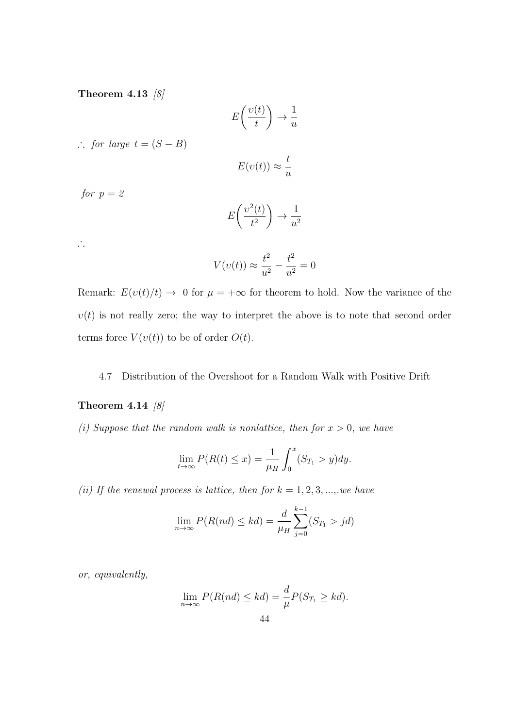**Theorem 4.13** *[8]*

$$E\left(\frac{\upsilon(t)}{t}\right) \to \frac{1}{u}$$

$\therefore$ *for large* $t = (S - B)$

$$E(\upsilon(t)) \approx \frac{t}{u}$$

*for* $p = 2$

$$E\left(\frac{\upsilon^2(t)}{t^2}\right) \to \frac{1}{u^2}$$

$\therefore$

$$V(\upsilon(t)) \approx \frac{t^2}{u^2} - \frac{t^2}{u^2} = 0$$

Remark: $E(\upsilon(t)/t) \to\ 0$ for $\mu = +\infty$ for theorem to hold. Now the variance of the $\upsilon(t)$ is not really zero; the way to interpret the above is to note that second order terms force $V(\upsilon(t))$ to be of order $O(t)$.

4.7 Distribution of the Overshoot for a Random Walk with Positive Drift

**Theorem 4.14** *[8]*

*(i) Suppose that the random walk is nonlattice, then for* $x > 0$*, we have*

$$\lim_{t\to\infty} P(R(t) \leq x) = \frac{1}{\mu_H}\int_0^x (S_{T_1} > y)dy.$$

*(ii) If the renewal process is lattice, then for* $k = 1, 2, 3, ...,$*.we have*

$$\lim_{n\to\infty} P(R(nd) \leq kd) = \frac{d}{\mu_H}\sum_{j=0}^{k-1}(S_{T_1} > jd)$$

*or, equivalently,*

$$\lim_{n\to\infty} P(R(nd) \leq kd) = \frac{d}{\mu}P(S_{T_1} \geq kd).$$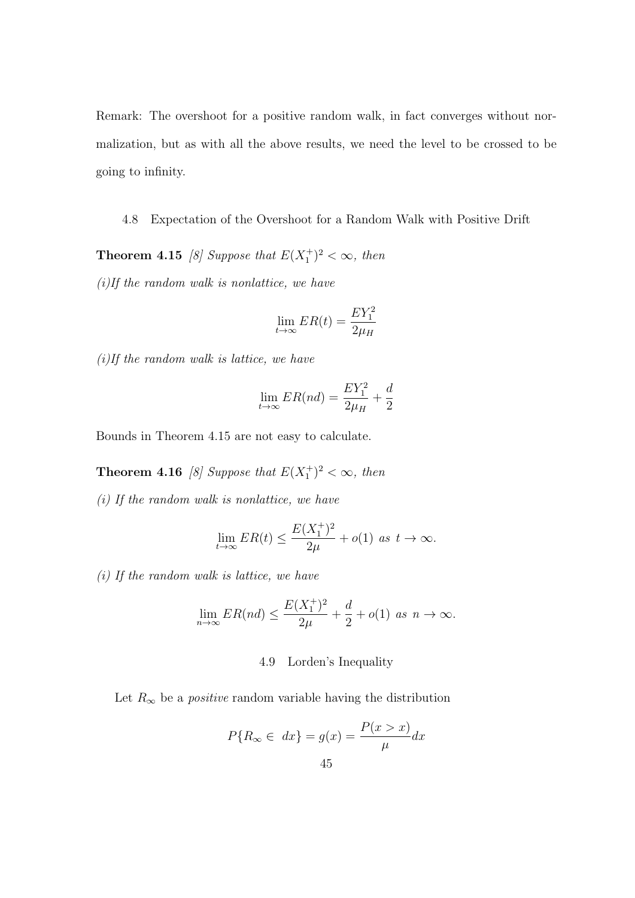Remark: The overshoot for a positive random walk, in fact converges without normalization, but as with all the above results, we need the level to be crossed to be going to infinity.

### 4.8 Expectation of the Overshoot for a Random Walk with Positive Drift

**Theorem 4.15** *[8] Suppose that $E(X_1^+)^2 < \infty$, then*

*(i)If the random walk is nonlattice, we have*

$$\lim_{t\to\infty} ER(t) = \frac{EY_1^2}{2\mu_H}$$

*(i)If the random walk is lattice, we have*

$$\lim_{t\to\infty} ER(nd) = \frac{EY_1^2}{2\mu_H} + \frac{d}{2}$$

Bounds in Theorem 4.15 are not easy to calculate.

**Theorem 4.16** *[8] Suppose that $E(X_1^+)^2 < \infty$, then*

*(i) If the random walk is nonlattice, we have*

$$\lim_{t\to\infty} ER(t) \leq \frac{E(X_1^+)^2}{2\mu} + o(1) \text{ as } t \to \infty.$$

*(i) If the random walk is lattice, we have*

$$\lim_{n\to\infty} ER(nd) \leq \frac{E(X_1^+)^2}{2\mu} + \frac{d}{2} + o(1) \text{ as } n \to \infty.$$

### 4.9 Lorden's Inequality

Let $R_\infty$ be a *positive* random variable having the distribution

$$P\{R_\infty \in dx\} = g(x) = \frac{P(x > x)}{\mu} dx$$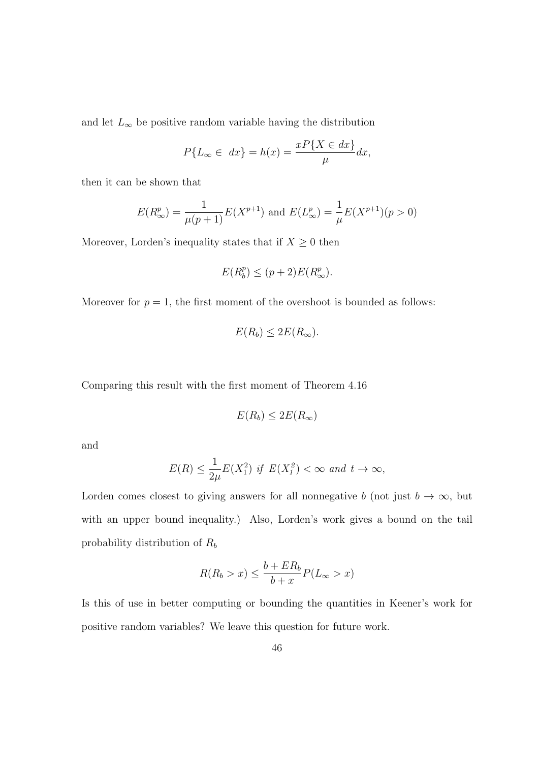and let $L_\infty$ be positive random variable having the distribution

$$P\{L_\infty \in \ dx\} = h(x) = \frac{xP\{X \in dx\}}{\mu}dx,$$

then it can be shown that

$$E(R_\infty^p) = \frac{1}{\mu(p+1)}E(X^{p+1}) \text{ and } E(L_\infty^p) = \frac{1}{\mu}E(X^{p+1})(p > 0)$$

Moreover, Lorden's inequality states that if $X \geq 0$ then

$$E(R_b^p) \leq (p+2)E(R_\infty^p).$$

Moreover for $p = 1$, the first moment of the overshoot is bounded as follows:

$$E(R_b) \leq 2E(R_\infty).$$

Comparing this result with the first moment of Theorem 4.16

$$E(R_b) \leq 2E(R_\infty)$$

and

$$E(R) \leq \frac{1}{2\mu}E(X_1^2) \ \textit{if} \ E(X_1^2) < \infty \ \textit{and} \ t \to \infty,$$

Lorden comes closest to giving answers for all nonnegative $b$ (not just $b \to \infty$, but with an upper bound inequality.) Also, Lorden's work gives a bound on the tail probability distribution of $R_b$

$$R(R_b > x) \leq \frac{b + ER_b}{b + x}P(L_\infty > x)$$

Is this of use in better computing or bounding the quantities in Keener's work for positive random variables? We leave this question for future work.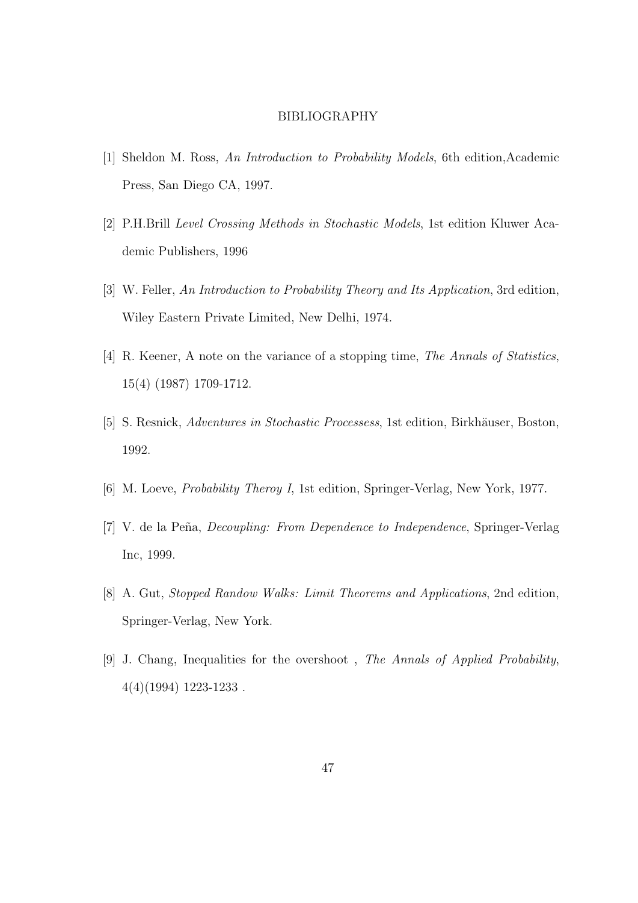# BIBLIOGRAPHY

[1] Sheldon M. Ross, *An Introduction to Probability Models*, 6th edition,Academic Press, San Diego CA, 1997.

[2] P.H.Brill *Level Crossing Methods in Stochastic Models*, 1st edition Kluwer Academic Publishers, 1996

[3] W. Feller, *An Introduction to Probability Theory and Its Application*, 3rd edition, Wiley Eastern Private Limited, New Delhi, 1974.

[4] R. Keener, A note on the variance of a stopping time, *The Annals of Statistics*, 15(4) (1987) 1709-1712.

[5] S. Resnick, *Adventures in Stochastic Processess*, 1st edition, Birkhäuser, Boston, 1992.

[6] M. Loeve, *Probability Theroy I*, 1st edition, Springer-Verlag, New York, 1977.

[7] V. de la Peña, *Decoupling: From Dependence to Independence*, Springer-Verlag Inc, 1999.

[8] A. Gut, *Stopped Randow Walks: Limit Theorems and Applications*, 2nd edition, Springer-Verlag, New York.

[9] J. Chang, Inequalities for the overshoot , *The Annals of Applied Probability*, 4(4)(1994) 1223-1233 .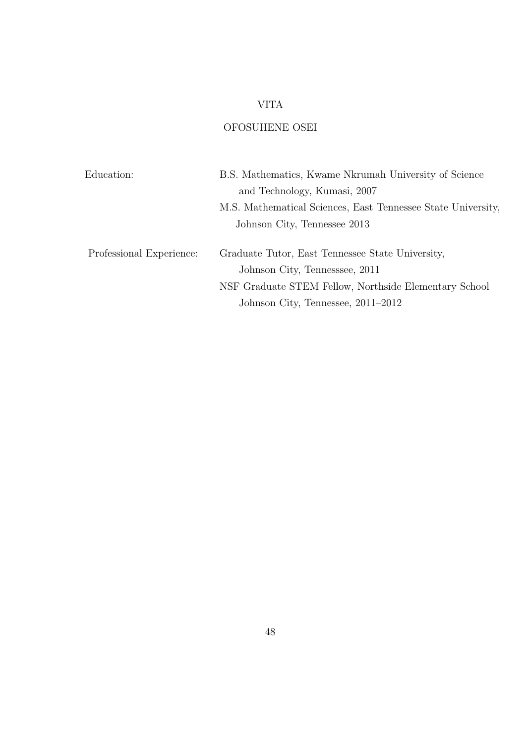# VITA

## OFOSUHENE OSEI

| | |
|---|---|
| Education: | B.S. Mathematics, Kwame Nkrumah University of Science and Technology, Kumasi, 2007 |
| | M.S. Mathematical Sciences, East Tennessee State University, Johnson City, Tennessee 2013 |
| Professional Experience: | Graduate Tutor, East Tennessee State University, Johnson City, Tennesssee, 2011 |
| | NSF Graduate STEM Fellow, Northside Elementary School Johnson City, Tennessee, 2011–2012 |